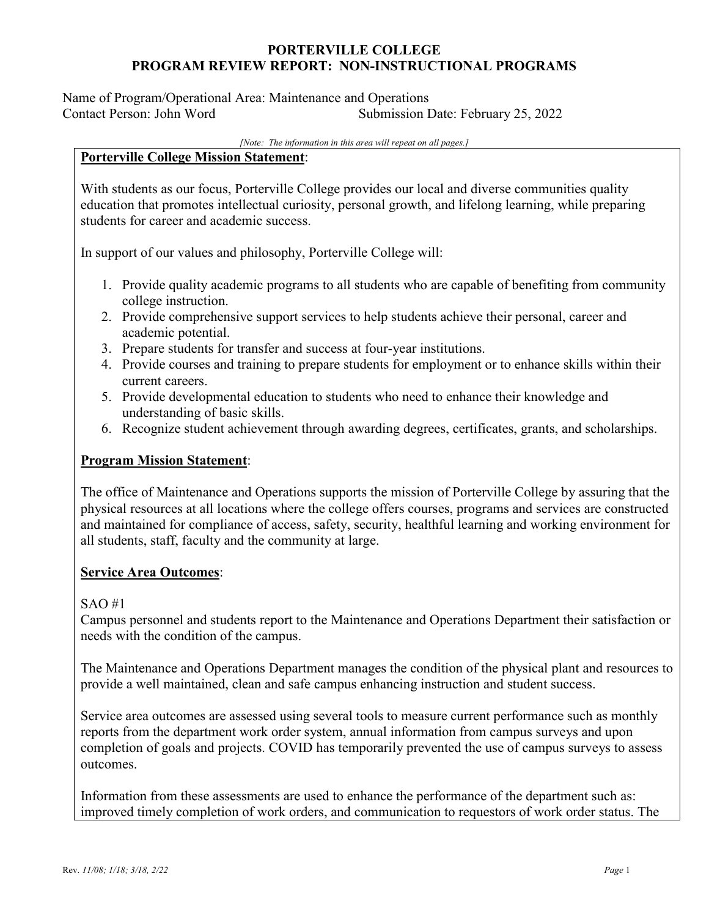# PORTERVILLE COLLEGE
## PROGRAM REVIEW REPORT: NON-INSTRUCTIONAL PROGRAMS

Name of Program/Operational Area: Maintenance and Operations
Contact Person: John Word    Submission Date: February 25, 2022

*[Note: The information in this area will repeat on all pages.]*

**Porterville College Mission Statement**:

With students as our focus, Porterville College provides our local and diverse communities quality education that promotes intellectual curiosity, personal growth, and lifelong learning, while preparing students for career and academic success.

In support of our values and philosophy, Porterville College will:

1. Provide quality academic programs to all students who are capable of benefiting from community college instruction.
2. Provide comprehensive support services to help students achieve their personal, career and academic potential.
3. Prepare students for transfer and success at four-year institutions.
4. Provide courses and training to prepare students for employment or to enhance skills within their current careers.
5. Provide developmental education to students who need to enhance their knowledge and understanding of basic skills.
6. Recognize student achievement through awarding degrees, certificates, grants, and scholarships.

**Program Mission Statement**:

The office of Maintenance and Operations supports the mission of Porterville College by assuring that the physical resources at all locations where the college offers courses, programs and services are constructed and maintained for compliance of access, safety, security, healthful learning and working environment for all students, staff, faculty and the community at large.

**Service Area Outcomes**:

SAO #1
Campus personnel and students report to the Maintenance and Operations Department their satisfaction or needs with the condition of the campus.

The Maintenance and Operations Department manages the condition of the physical plant and resources to provide a well maintained, clean and safe campus enhancing instruction and student success.

Service area outcomes are assessed using several tools to measure current performance such as monthly reports from the department work order system, annual information from campus surveys and upon completion of goals and projects. COVID has temporarily prevented the use of campus surveys to assess outcomes.

Information from these assessments are used to enhance the performance of the department such as: improved timely completion of work orders, and communication to requestors of work order status. The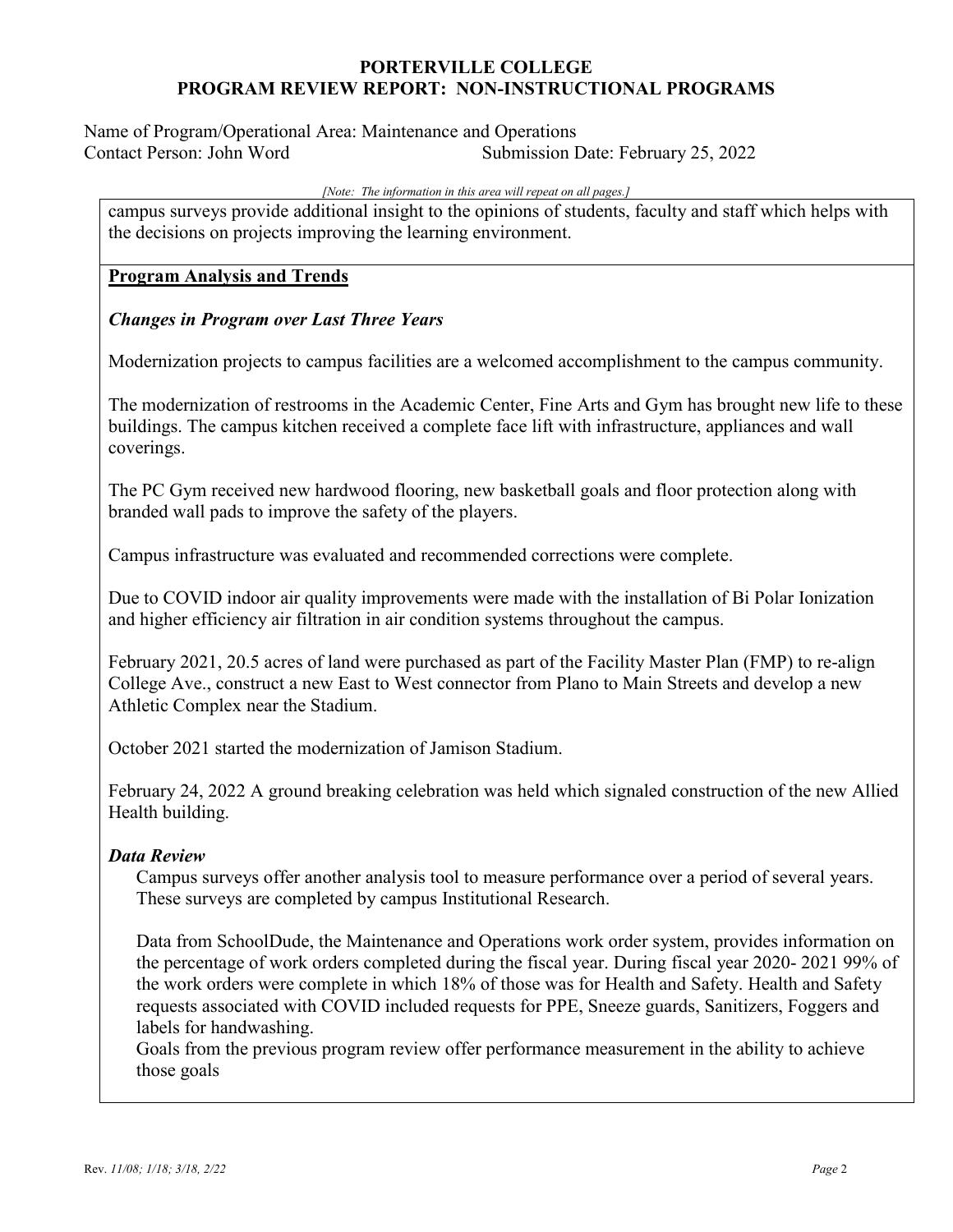campus surveys provide additional insight to the opinions of students, faculty and staff which helps with the decisions on projects improving the learning environment.

## Program Analysis and Trends

### *Changes in Program over Last Three Years*

Modernization projects to campus facilities are a welcomed accomplishment to the campus community.

The modernization of restrooms in the Academic Center, Fine Arts and Gym has brought new life to these buildings. The campus kitchen received a complete face lift with infrastructure, appliances and wall coverings.

The PC Gym received new hardwood flooring, new basketball goals and floor protection along with branded wall pads to improve the safety of the players.

Campus infrastructure was evaluated and recommended corrections were complete.

Due to COVID indoor air quality improvements were made with the installation of Bi Polar Ionization and higher efficiency air filtration in air condition systems throughout the campus.

February 2021, 20.5 acres of land were purchased as part of the Facility Master Plan (FMP) to re-align College Ave., construct a new East to West connector from Plano to Main Streets and develop a new Athletic Complex near the Stadium.

October 2021 started the modernization of Jamison Stadium.

February 24, 2022 A ground breaking celebration was held which signaled construction of the new Allied Health building.

### *Data Review*

Campus surveys offer another analysis tool to measure performance over a period of several years. These surveys are completed by campus Institutional Research.

Data from SchoolDude, the Maintenance and Operations work order system, provides information on the percentage of work orders completed during the fiscal year. During fiscal year 2020- 2021 99% of the work orders were complete in which 18% of those was for Health and Safety. Health and Safety requests associated with COVID included requests for PPE, Sneeze guards, Sanitizers, Foggers and labels for handwashing.

Goals from the previous program review offer performance measurement in the ability to achieve those goals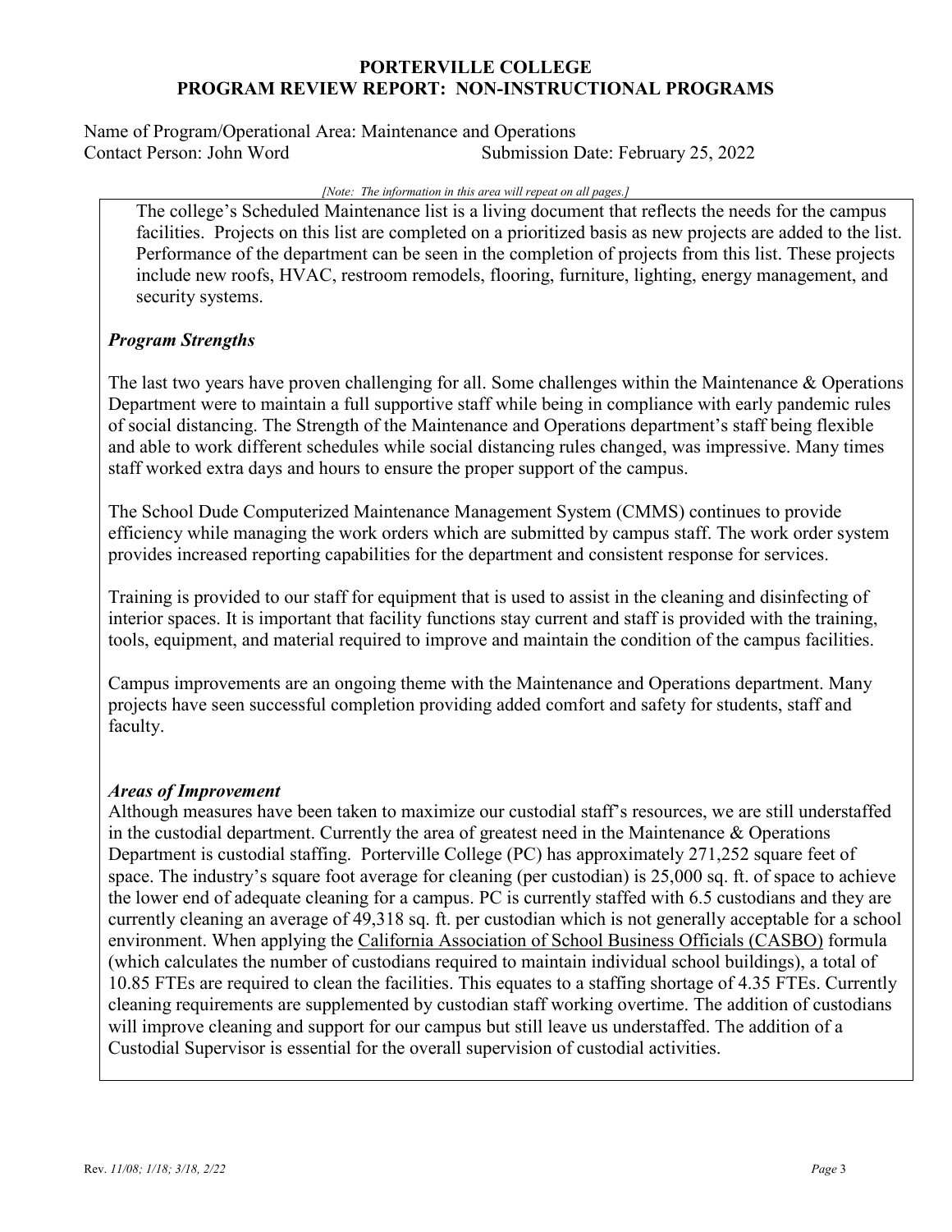The college's Scheduled Maintenance list is a living document that reflects the needs for the campus facilities. Projects on this list are completed on a prioritized basis as new projects are added to the list. Performance of the department can be seen in the completion of projects from this list. These projects include new roofs, HVAC, restroom remodels, flooring, furniture, lighting, energy management, and security systems.

### *Program Strengths*

The last two years have proven challenging for all. Some challenges within the Maintenance & Operations Department were to maintain a full supportive staff while being in compliance with early pandemic rules of social distancing. The Strength of the Maintenance and Operations department's staff being flexible and able to work different schedules while social distancing rules changed, was impressive. Many times staff worked extra days and hours to ensure the proper support of the campus.

The School Dude Computerized Maintenance Management System (CMMS) continues to provide efficiency while managing the work orders which are submitted by campus staff. The work order system provides increased reporting capabilities for the department and consistent response for services.

Training is provided to our staff for equipment that is used to assist in the cleaning and disinfecting of interior spaces. It is important that facility functions stay current and staff is provided with the training, tools, equipment, and material required to improve and maintain the condition of the campus facilities.

Campus improvements are an ongoing theme with the Maintenance and Operations department. Many projects have seen successful completion providing added comfort and safety for students, staff and faculty.

### *Areas of Improvement*

Although measures have been taken to maximize our custodial staff's resources, we are still understaffed in the custodial department. Currently the area of greatest need in the Maintenance & Operations Department is custodial staffing. Porterville College (PC) has approximately 271,252 square feet of space. The industry's square foot average for cleaning (per custodian) is 25,000 sq. ft. of space to achieve the lower end of adequate cleaning for a campus. PC is currently staffed with 6.5 custodians and they are currently cleaning an average of 49,318 sq. ft. per custodian which is not generally acceptable for a school environment. When applying the California Association of School Business Officials (CASBO) formula (which calculates the number of custodians required to maintain individual school buildings), a total of 10.85 FTEs are required to clean the facilities. This equates to a staffing shortage of 4.35 FTEs. Currently cleaning requirements are supplemented by custodian staff working overtime. The addition of custodians will improve cleaning and support for our campus but still leave us understaffed. The addition of a Custodial Supervisor is essential for the overall supervision of custodial activities.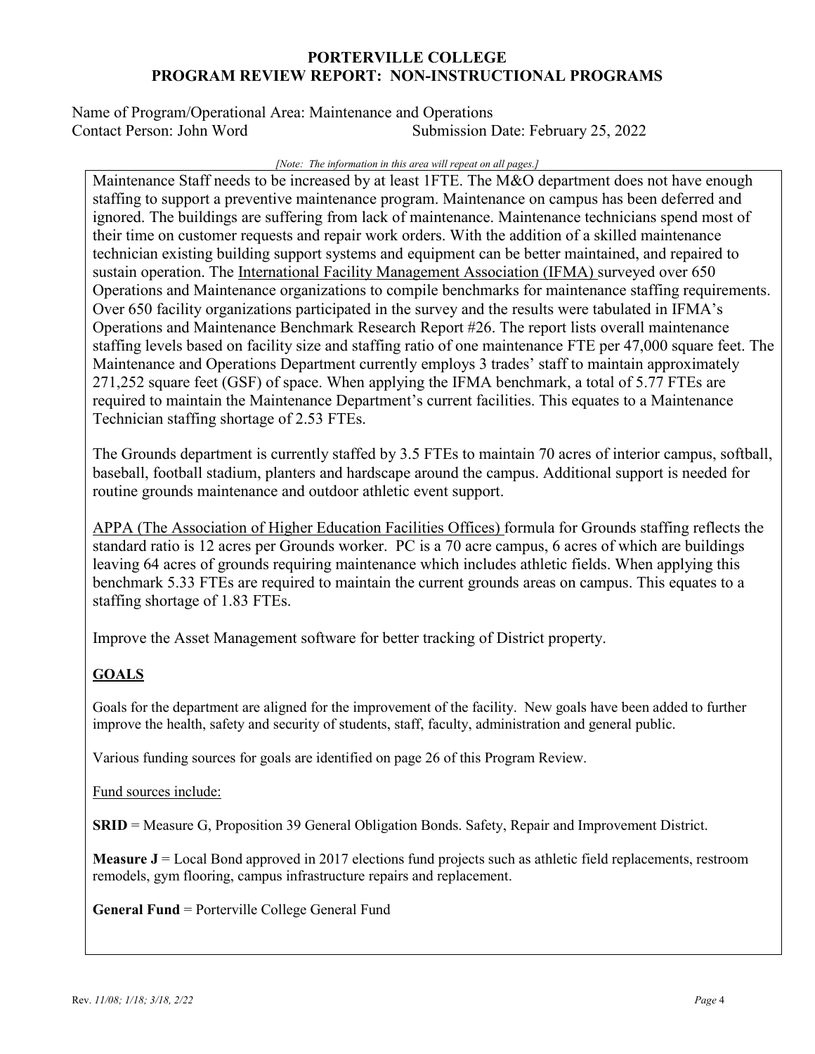Maintenance Staff needs to be increased by at least 1FTE. The M&O department does not have enough staffing to support a preventive maintenance program. Maintenance on campus has been deferred and ignored. The buildings are suffering from lack of maintenance. Maintenance technicians spend most of their time on customer requests and repair work orders. With the addition of a skilled maintenance technician existing building support systems and equipment can be better maintained, and repaired to sustain operation. The International Facility Management Association (IFMA) surveyed over 650 Operations and Maintenance organizations to compile benchmarks for maintenance staffing requirements. Over 650 facility organizations participated in the survey and the results were tabulated in IFMA's Operations and Maintenance Benchmark Research Report #26. The report lists overall maintenance staffing levels based on facility size and staffing ratio of one maintenance FTE per 47,000 square feet. The Maintenance and Operations Department currently employs 3 trades' staff to maintain approximately 271,252 square feet (GSF) of space. When applying the IFMA benchmark, a total of 5.77 FTEs are required to maintain the Maintenance Department's current facilities. This equates to a Maintenance Technician staffing shortage of 2.53 FTEs.

The Grounds department is currently staffed by 3.5 FTEs to maintain 70 acres of interior campus, softball, baseball, football stadium, planters and hardscape around the campus. Additional support is needed for routine grounds maintenance and outdoor athletic event support.

APPA (The Association of Higher Education Facilities Offices) formula for Grounds staffing reflects the standard ratio is 12 acres per Grounds worker. PC is a 70 acre campus, 6 acres of which are buildings leaving 64 acres of grounds requiring maintenance which includes athletic fields. When applying this benchmark 5.33 FTEs are required to maintain the current grounds areas on campus. This equates to a staffing shortage of 1.83 FTEs.

Improve the Asset Management software for better tracking of District property.

## GOALS

Goals for the department are aligned for the improvement of the facility. New goals have been added to further improve the health, safety and security of students, staff, faculty, administration and general public.

Various funding sources for goals are identified on page 26 of this Program Review.

Fund sources include:

**SRID** = Measure G, Proposition 39 General Obligation Bonds. Safety, Repair and Improvement District.

**Measure J** = Local Bond approved in 2017 elections fund projects such as athletic field replacements, restroom remodels, gym flooring, campus infrastructure repairs and replacement.

**General Fund** = Porterville College General Fund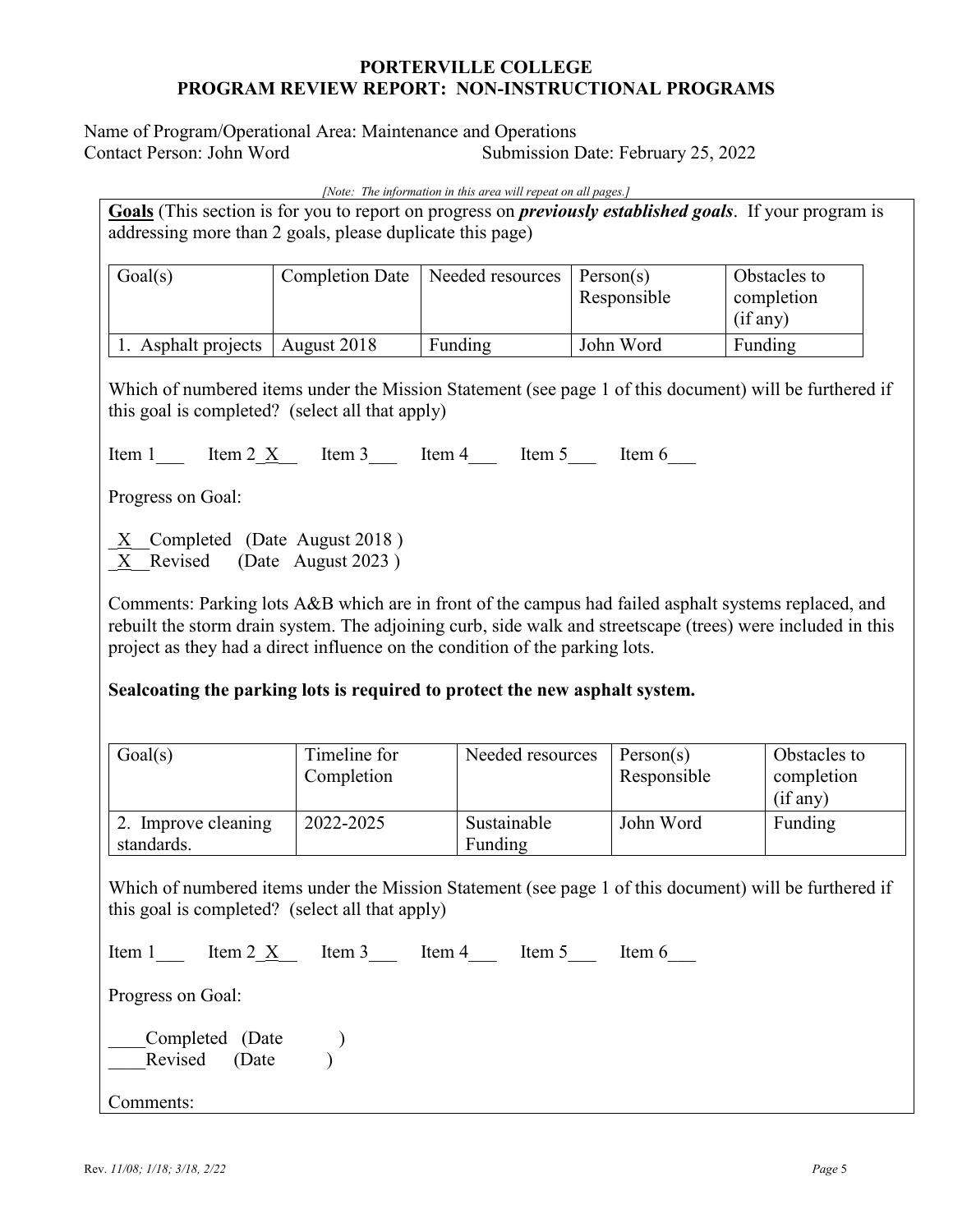# PORTERVILLE COLLEGE
## PROGRAM REVIEW REPORT: NON-INSTRUCTIONAL PROGRAMS

Name of Program/Operational Area: Maintenance and Operations
Contact Person: John Word Submission Date: February 25, 2022

*[Note: The information in this area will repeat on all pages.]*

**Goals** (This section is for you to report on progress on ***previously established goals***. If your program is addressing more than 2 goals, please duplicate this page)

| Goal(s) | Completion Date | Needed resources | Person(s) Responsible | Obstacles to completion (if any) |
|---|---|---|---|---|
| 1. Asphalt projects | August 2018 | Funding | John Word | Funding |

Which of numbered items under the Mission Statement (see page 1 of this document) will be furthered if this goal is completed? (select all that apply)

Item 1___ Item 2_X__ Item 3___ Item 4___ Item 5___ Item 6___

Progress on Goal:

_X__Completed (Date August 2018 )
_X__Revised (Date August 2023 )

Comments: Parking lots A&B which are in front of the campus had failed asphalt systems replaced, and rebuilt the storm drain system. The adjoining curb, side walk and streetscape (trees) were included in this project as they had a direct influence on the condition of the parking lots.

**Sealcoating the parking lots is required to protect the new asphalt system.**

| Goal(s) | Timeline for Completion | Needed resources | Person(s) Responsible | Obstacles to completion (if any) |
|---|---|---|---|---|
| 2. Improve cleaning standards. | 2022-2025 | Sustainable Funding | John Word | Funding |

Which of numbered items under the Mission Statement (see page 1 of this document) will be furthered if this goal is completed? (select all that apply)

Item 1___ Item 2_X__ Item 3___ Item 4___ Item 5___ Item 6___

Progress on Goal:

____Completed (Date )
____Revised (Date )

Comments: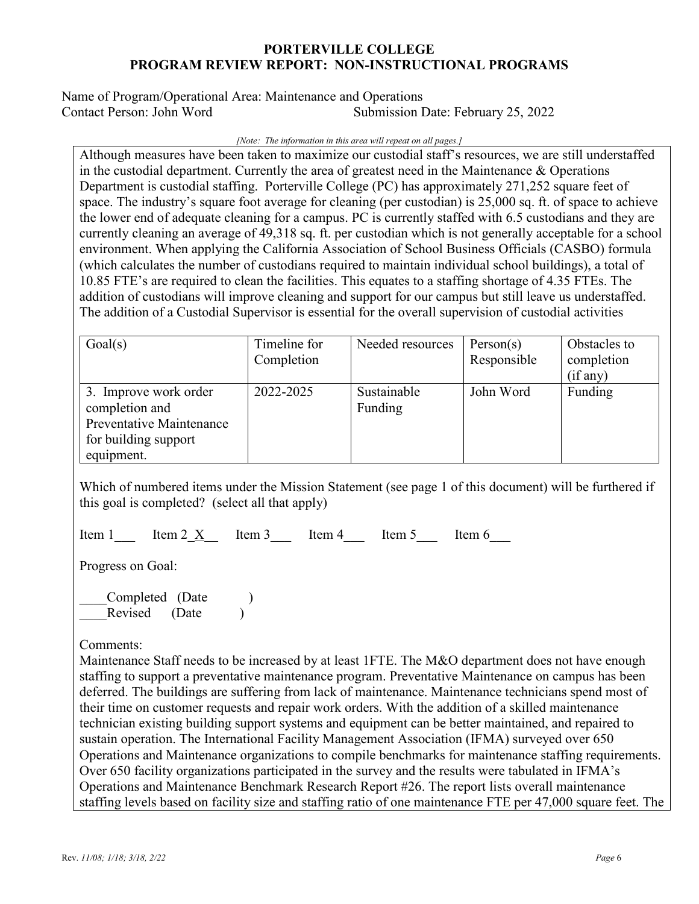**PORTERVILLE COLLEGE**
**PROGRAM REVIEW REPORT: NON-INSTRUCTIONAL PROGRAMS**

Name of Program/Operational Area: Maintenance and Operations
Contact Person: John Word Submission Date: February 25, 2022

*[Note: The information in this area will repeat on all pages.]*

Although measures have been taken to maximize our custodial staff's resources, we are still understaffed in the custodial department. Currently the area of greatest need in the Maintenance & Operations Department is custodial staffing. Porterville College (PC) has approximately 271,252 square feet of space. The industry's square foot average for cleaning (per custodian) is 25,000 sq. ft. of space to achieve the lower end of adequate cleaning for a campus. PC is currently staffed with 6.5 custodians and they are currently cleaning an average of 49,318 sq. ft. per custodian which is not generally acceptable for a school environment. When applying the California Association of School Business Officials (CASBO) formula (which calculates the number of custodians required to maintain individual school buildings), a total of 10.85 FTE's are required to clean the facilities. This equates to a staffing shortage of 4.35 FTEs. The addition of custodians will improve cleaning and support for our campus but still leave us understaffed. The addition of a Custodial Supervisor is essential for the overall supervision of custodial activities

| Goal(s) | Timeline for Completion | Needed resources | Person(s) Responsible | Obstacles to completion (if any) |
|---|---|---|---|---|
| 3. Improve work order completion and Preventative Maintenance for building support equipment. | 2022-2025 | Sustainable Funding | John Word | Funding |

Which of numbered items under the Mission Statement (see page 1 of this document) will be furthered if this goal is completed? (select all that apply)

Item 1___ Item 2_X__ Item 3___ Item 4___ Item 5___ Item 6___

Progress on Goal:

____Completed (Date )
____Revised (Date )

Comments:
Maintenance Staff needs to be increased by at least 1FTE. The M&O department does not have enough staffing to support a preventative maintenance program. Preventative Maintenance on campus has been deferred. The buildings are suffering from lack of maintenance. Maintenance technicians spend most of their time on customer requests and repair work orders. With the addition of a skilled maintenance technician existing building support systems and equipment can be better maintained, and repaired to sustain operation. The International Facility Management Association (IFMA) surveyed over 650 Operations and Maintenance organizations to compile benchmarks for maintenance staffing requirements. Over 650 facility organizations participated in the survey and the results were tabulated in IFMA's Operations and Maintenance Benchmark Research Report #26. The report lists overall maintenance staffing levels based on facility size and staffing ratio of one maintenance FTE per 47,000 square feet. The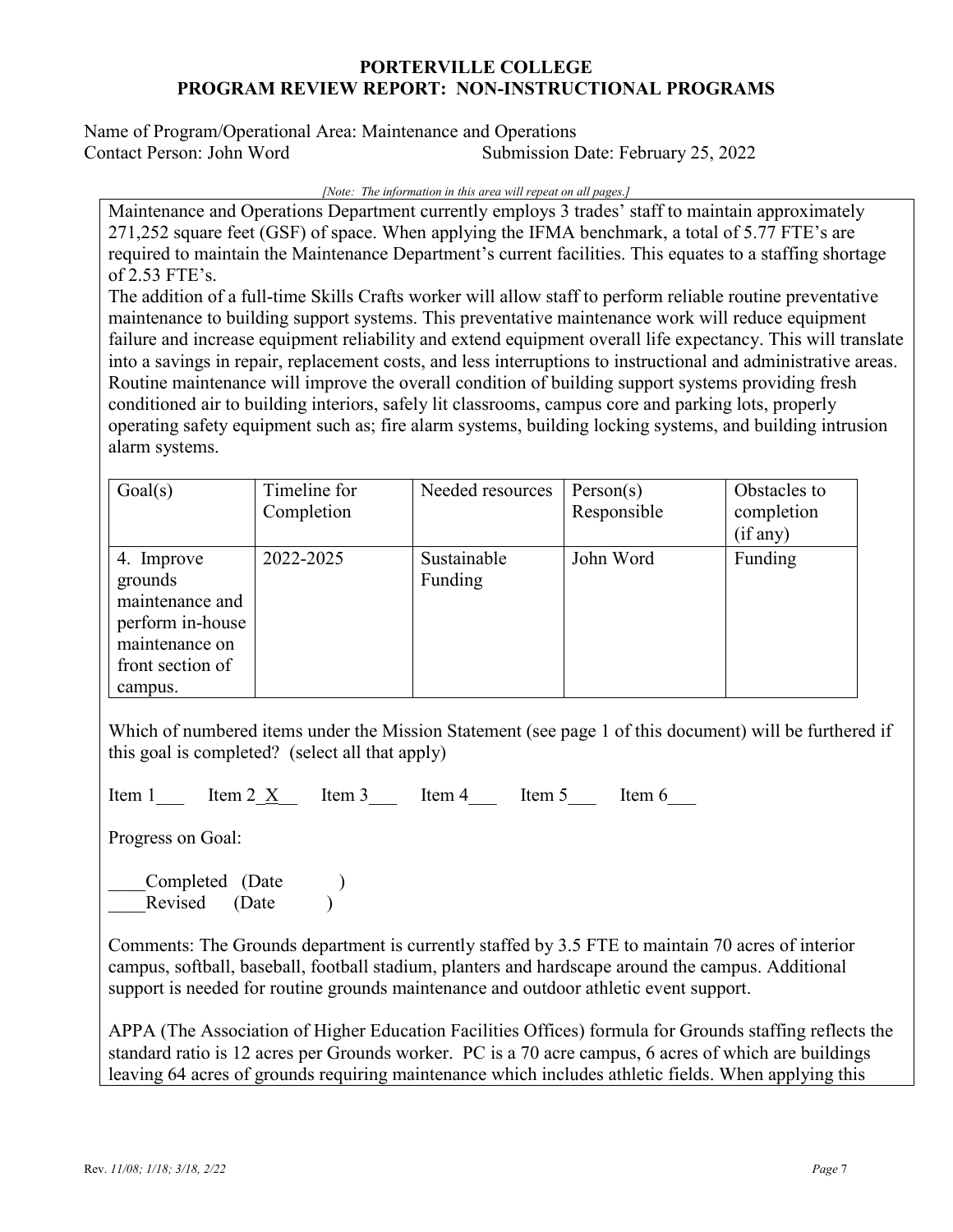Maintenance and Operations Department currently employs 3 trades' staff to maintain approximately 271,252 square feet (GSF) of space. When applying the IFMA benchmark, a total of 5.77 FTE's are required to maintain the Maintenance Department's current facilities. This equates to a staffing shortage of 2.53 FTE's.

The addition of a full-time Skills Crafts worker will allow staff to perform reliable routine preventative maintenance to building support systems. This preventative maintenance work will reduce equipment failure and increase equipment reliability and extend equipment overall life expectancy. This will translate into a savings in repair, replacement costs, and less interruptions to instructional and administrative areas. Routine maintenance will improve the overall condition of building support systems providing fresh conditioned air to building interiors, safely lit classrooms, campus core and parking lots, properly operating safety equipment such as; fire alarm systems, building locking systems, and building intrusion alarm systems.

| Goal(s) | Timeline for Completion | Needed resources | Person(s) Responsible | Obstacles to completion (if any) |
|---|---|---|---|---|
| 4. Improve grounds maintenance and perform in-house maintenance on front section of campus. | 2022-2025 | Sustainable Funding | John Word | Funding |

Which of numbered items under the Mission Statement (see page 1 of this document) will be furthered if this goal is completed? (select all that apply)

Item 1___ Item 2_X__ Item 3___ Item 4___ Item 5___ Item 6___

Progress on Goal:

____Completed (Date )
____Revised (Date )

Comments: The Grounds department is currently staffed by 3.5 FTE to maintain 70 acres of interior campus, softball, baseball, football stadium, planters and hardscape around the campus. Additional support is needed for routine grounds maintenance and outdoor athletic event support.

APPA (The Association of Higher Education Facilities Offices) formula for Grounds staffing reflects the standard ratio is 12 acres per Grounds worker. PC is a 70 acre campus, 6 acres of which are buildings leaving 64 acres of grounds requiring maintenance which includes athletic fields. When applying this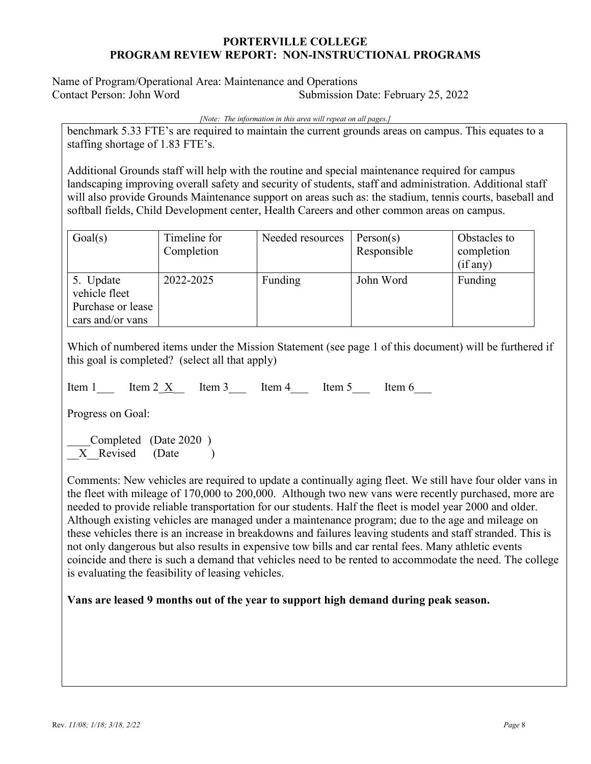benchmark 5.33 FTE's are required to maintain the current grounds areas on campus. This equates to a staffing shortage of 1.83 FTE's.

Additional Grounds staff will help with the routine and special maintenance required for campus landscaping improving overall safety and security of students, staff and administration. Additional staff will also provide Grounds Maintenance support on areas such as: the stadium, tennis courts, baseball and softball fields, Child Development center, Health Careers and other common areas on campus.

| Goal(s) | Timeline for Completion | Needed resources | Person(s) Responsible | Obstacles to completion (if any) |
|---|---|---|---|---|
| 5. Update vehicle fleet Purchase or lease cars and/or vans | 2022-2025 | Funding | John Word | Funding |

Which of numbered items under the Mission Statement (see page 1 of this document) will be furthered if this goal is completed? (select all that apply)

Item 1___ Item 2_X__ Item 3___ Item 4___ Item 5___ Item 6___

Progress on Goal:

____Completed (Date 2020 )
__X__Revised (Date )

Comments: New vehicles are required to update a continually aging fleet. We still have four older vans in the fleet with mileage of 170,000 to 200,000. Although two new vans were recently purchased, more are needed to provide reliable transportation for our students. Half the fleet is model year 2000 and older. Although existing vehicles are managed under a maintenance program; due to the age and mileage on these vehicles there is an increase in breakdowns and failures leaving students and staff stranded. This is not only dangerous but also results in expensive tow bills and car rental fees. Many athletic events coincide and there is such a demand that vehicles need to be rented to accommodate the need. The college is evaluating the feasibility of leasing vehicles.

**Vans are leased 9 months out of the year to support high demand during peak season.**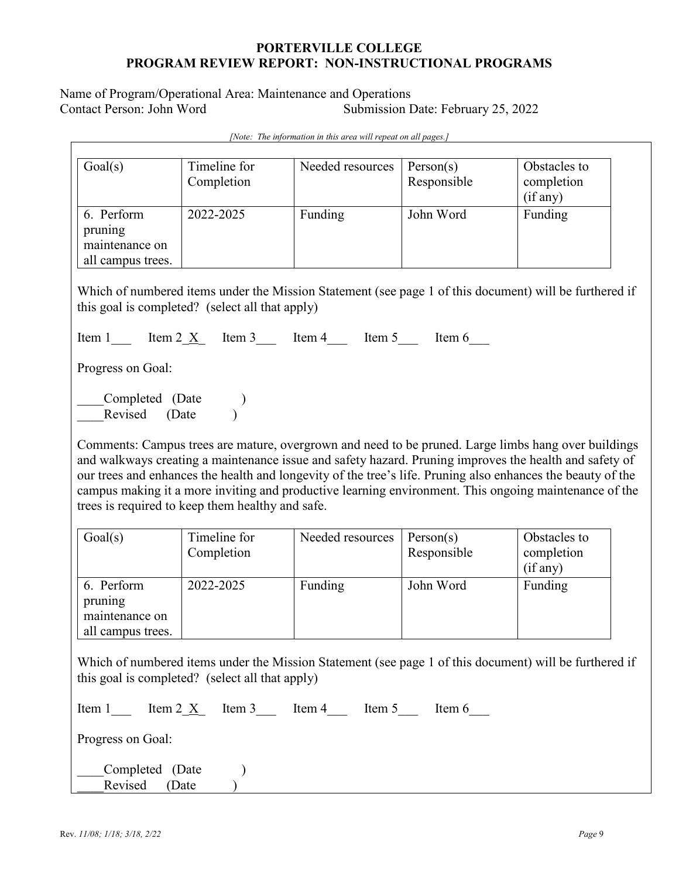**PORTERVILLE COLLEGE**
**PROGRAM REVIEW REPORT: NON-INSTRUCTIONAL PROGRAMS**

Name of Program/Operational Area: Maintenance and Operations
Contact Person: John Word  Submission Date: February 25, 2022

*[Note: The information in this area will repeat on all pages.]*

| Goal(s) | Timeline for Completion | Needed resources | Person(s) Responsible | Obstacles to completion (if any) |
|---|---|---|---|---|
| 6. Perform pruning maintenance on all campus trees. | 2022-2025 | Funding | John Word | Funding |

Which of numbered items under the Mission Statement (see page 1 of this document) will be furthered if this goal is completed? (select all that apply)

Item 1___ Item 2_X_ Item 3___ Item 4___ Item 5___ Item 6___

Progress on Goal:

____Completed (Date )
____Revised (Date )

Comments: Campus trees are mature, overgrown and need to be pruned. Large limbs hang over buildings and walkways creating a maintenance issue and safety hazard. Pruning improves the health and safety of our trees and enhances the health and longevity of the tree's life. Pruning also enhances the beauty of the campus making it a more inviting and productive learning environment. This ongoing maintenance of the trees is required to keep them healthy and safe.

| Goal(s) | Timeline for Completion | Needed resources | Person(s) Responsible | Obstacles to completion (if any) |
|---|---|---|---|---|
| 6. Perform pruning maintenance on all campus trees. | 2022-2025 | Funding | John Word | Funding |

Which of numbered items under the Mission Statement (see page 1 of this document) will be furthered if this goal is completed? (select all that apply)

Item 1___ Item 2_X_ Item 3___ Item 4___ Item 5___ Item 6___

Progress on Goal:

____Completed (Date )
____Revised (Date )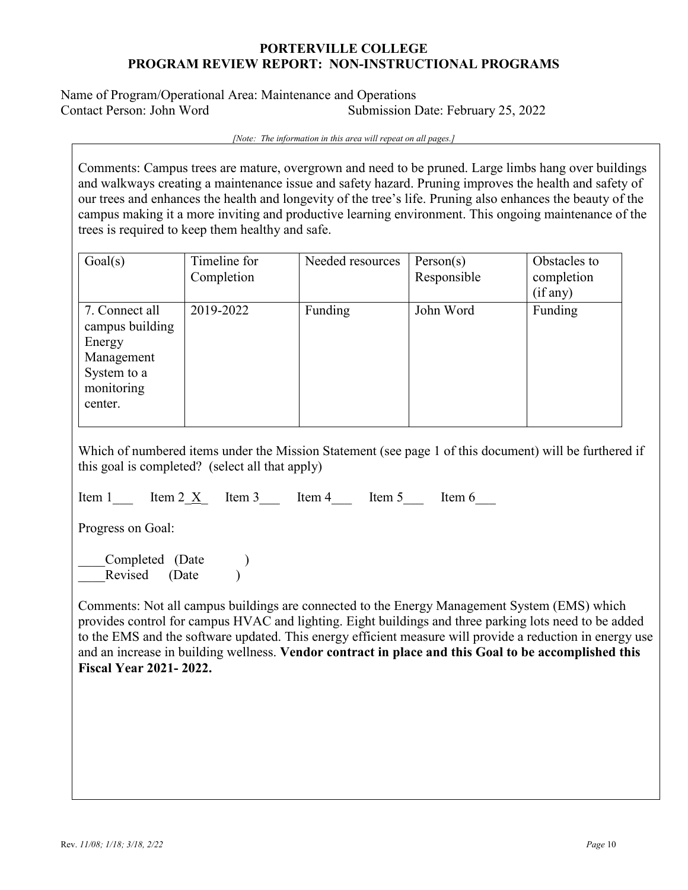**PORTERVILLE COLLEGE**
**PROGRAM REVIEW REPORT: NON-INSTRUCTIONAL PROGRAMS**

Name of Program/Operational Area: Maintenance and Operations
Contact Person: John Word Submission Date: February 25, 2022

*[Note: The information in this area will repeat on all pages.]*

Comments: Campus trees are mature, overgrown and need to be pruned. Large limbs hang over buildings and walkways creating a maintenance issue and safety hazard. Pruning improves the health and safety of our trees and enhances the health and longevity of the tree's life. Pruning also enhances the beauty of the campus making it a more inviting and productive learning environment. This ongoing maintenance of the trees is required to keep them healthy and safe.

| Goal(s) | Timeline for Completion | Needed resources | Person(s) Responsible | Obstacles to completion (if any) |
|---|---|---|---|---|
| 7. Connect all campus building Energy Management System to a monitoring center. | 2019-2022 | Funding | John Word | Funding |

Which of numbered items under the Mission Statement (see page 1 of this document) will be furthered if this goal is completed? (select all that apply)

Item 1___ Item 2_X_ Item 3___ Item 4___ Item 5___ Item 6___

Progress on Goal:

____Completed (Date )
____Revised (Date )

Comments: Not all campus buildings are connected to the Energy Management System (EMS) which provides control for campus HVAC and lighting. Eight buildings and three parking lots need to be added to the EMS and the software updated. This energy efficient measure will provide a reduction in energy use and an increase in building wellness. **Vendor contract in place and this Goal to be accomplished this Fiscal Year 2021- 2022.**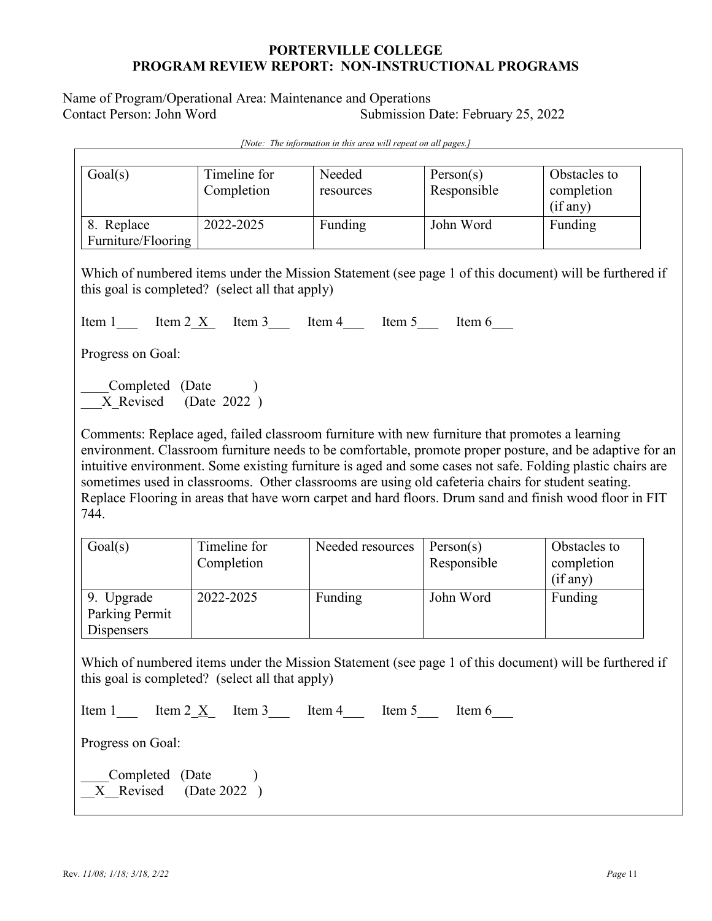**PORTERVILLE COLLEGE**
**PROGRAM REVIEW REPORT: NON-INSTRUCTIONAL PROGRAMS**

Name of Program/Operational Area: Maintenance and Operations
Contact Person: John Word Submission Date: February 25, 2022

*[Note: The information in this area will repeat on all pages.]*

| Goal(s) | Timeline for Completion | Needed resources | Person(s) Responsible | Obstacles to completion (if any) |
| --- | --- | --- | --- | --- |
| 8. Replace Furniture/Flooring | 2022-2025 | Funding | John Word | Funding |

Which of numbered items under the Mission Statement (see page 1 of this document) will be furthered if this goal is completed? (select all that apply)

Item 1___ Item 2_X_ Item 3___ Item 4___ Item 5___ Item 6___

Progress on Goal:

____Completed (Date )
___X_Revised (Date 2022 )

Comments: Replace aged, failed classroom furniture with new furniture that promotes a learning environment. Classroom furniture needs to be comfortable, promote proper posture, and be adaptive for an intuitive environment. Some existing furniture is aged and some cases not safe. Folding plastic chairs are sometimes used in classrooms. Other classrooms are using old cafeteria chairs for student seating. Replace Flooring in areas that have worn carpet and hard floors. Drum sand and finish wood floor in FIT 744.

| Goal(s) | Timeline for Completion | Needed resources | Person(s) Responsible | Obstacles to completion (if any) |
| --- | --- | --- | --- | --- |
| 9. Upgrade Parking Permit Dispensers | 2022-2025 | Funding | John Word | Funding |

Which of numbered items under the Mission Statement (see page 1 of this document) will be furthered if this goal is completed? (select all that apply)

Item 1___ Item 2_X_ Item 3___ Item 4___ Item 5___ Item 6___

Progress on Goal:

____Completed (Date )
__X__Revised (Date 2022 )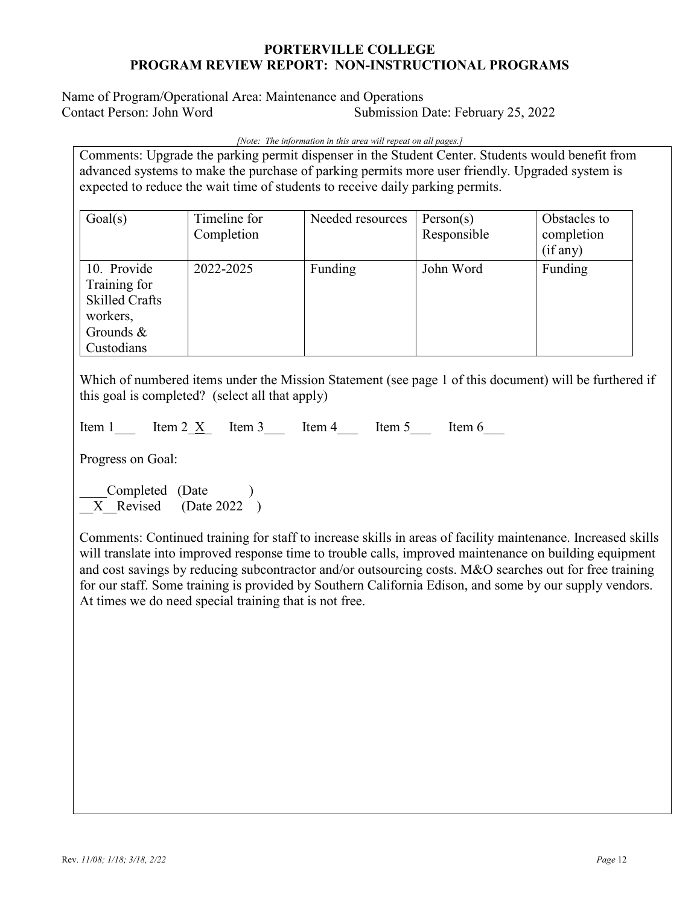**PORTERVILLE COLLEGE**
**PROGRAM REVIEW REPORT: NON-INSTRUCTIONAL PROGRAMS**

Name of Program/Operational Area: Maintenance and Operations
Contact Person: John Word    Submission Date: February 25, 2022

*[Note: The information in this area will repeat on all pages.]*

Comments: Upgrade the parking permit dispenser in the Student Center. Students would benefit from advanced systems to make the purchase of parking permits more user friendly. Upgraded system is expected to reduce the wait time of students to receive daily parking permits.

| Goal(s) | Timeline for Completion | Needed resources | Person(s) Responsible | Obstacles to completion (if any) |
|---|---|---|---|---|
| 10. Provide Training for Skilled Crafts workers, Grounds & Custodians | 2022-2025 | Funding | John Word | Funding |

Which of numbered items under the Mission Statement (see page 1 of this document) will be furthered if this goal is completed? (select all that apply)

Item 1___ Item 2_X_ Item 3___ Item 4___ Item 5___ Item 6___

Progress on Goal:

____Completed (Date )
__X__Revised (Date 2022 )

Comments: Continued training for staff to increase skills in areas of facility maintenance. Increased skills will translate into improved response time to trouble calls, improved maintenance on building equipment and cost savings by reducing subcontractor and/or outsourcing costs. M&O searches out for free training for our staff. Some training is provided by Southern California Edison, and some by our supply vendors. At times we do need special training that is not free.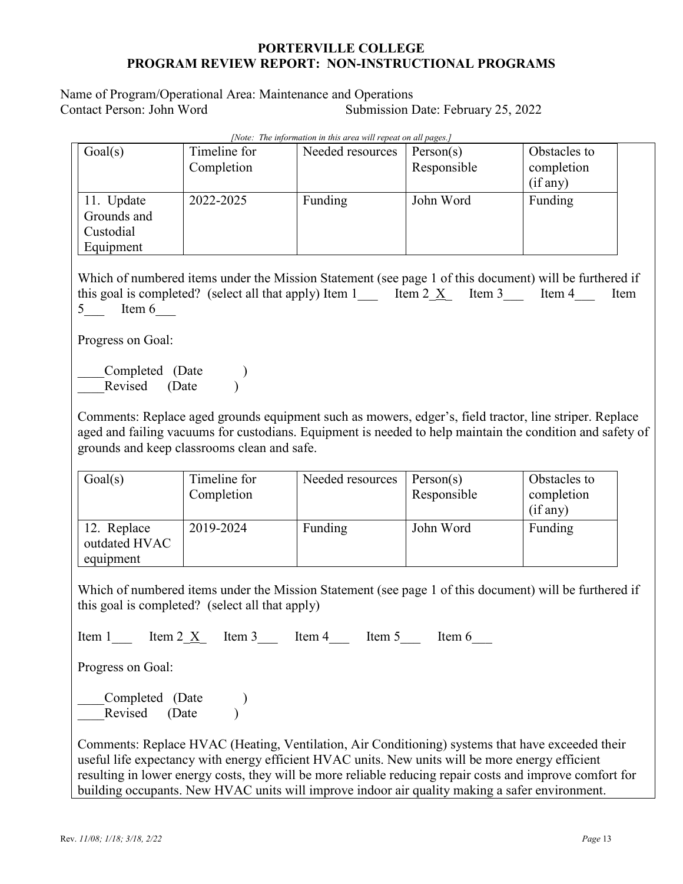**PORTERVILLE COLLEGE**
**PROGRAM REVIEW REPORT: NON-INSTRUCTIONAL PROGRAMS**

Name of Program/Operational Area: Maintenance and Operations
Contact Person: John Word Submission Date: February 25, 2022

*[Note: The information in this area will repeat on all pages.]*

| Goal(s) | Timeline for Completion | Needed resources | Person(s) Responsible | Obstacles to completion (if any) |
|---|---|---|---|---|
| 11. Update Grounds and Custodial Equipment | 2022-2025 | Funding | John Word | Funding |

Which of numbered items under the Mission Statement (see page 1 of this document) will be furthered if this goal is completed? (select all that apply) Item 1___ Item 2_X_ Item 3___ Item 4___ Item 5___ Item 6___

Progress on Goal:

____Completed (Date )
____Revised (Date )

Comments: Replace aged grounds equipment such as mowers, edger's, field tractor, line striper. Replace aged and failing vacuums for custodians. Equipment is needed to help maintain the condition and safety of grounds and keep classrooms clean and safe.

| Goal(s) | Timeline for Completion | Needed resources | Person(s) Responsible | Obstacles to completion (if any) |
|---|---|---|---|---|
| 12. Replace outdated HVAC equipment | 2019-2024 | Funding | John Word | Funding |

Which of numbered items under the Mission Statement (see page 1 of this document) will be furthered if this goal is completed? (select all that apply)

Item 1___ Item 2_X_ Item 3___ Item 4___ Item 5___ Item 6___

Progress on Goal:

____Completed (Date )
____Revised (Date )

Comments: Replace HVAC (Heating, Ventilation, Air Conditioning) systems that have exceeded their useful life expectancy with energy efficient HVAC units. New units will be more energy efficient resulting in lower energy costs, they will be more reliable reducing repair costs and improve comfort for building occupants. New HVAC units will improve indoor air quality making a safer environment.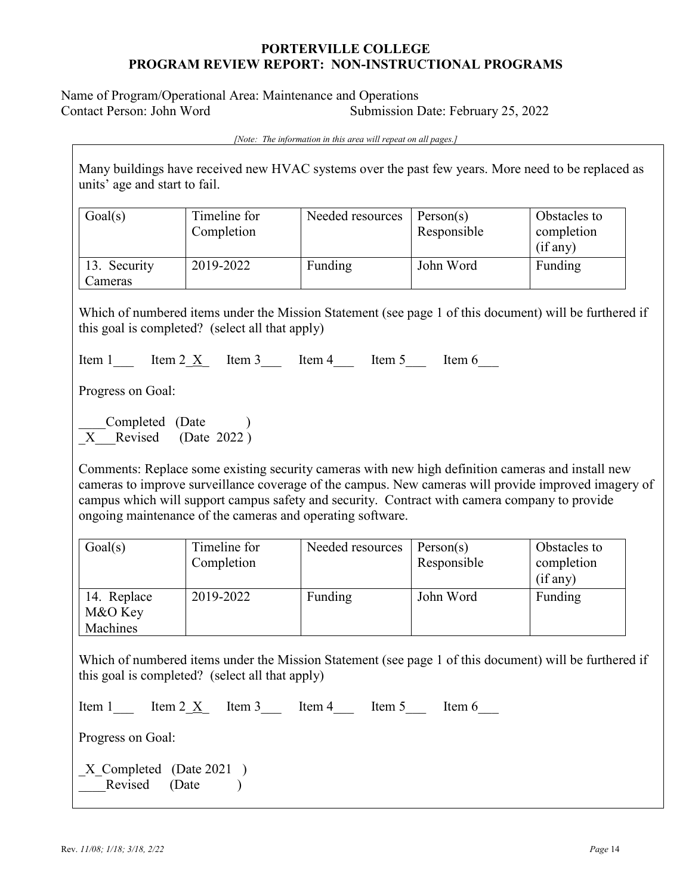Name of Program/Operational Area: Maintenance and Operations
Contact Person: John Word Submission Date: February 25, 2022

Many buildings have received new HVAC systems over the past few years. More need to be replaced as units' age and start to fail.

| Goal(s) | Timeline for Completion | Needed resources | Person(s) Responsible | Obstacles to completion (if any) |
|---|---|---|---|---|
| 13. Security Cameras | 2019-2022 | Funding | John Word | Funding |

Which of numbered items under the Mission Statement (see page 1 of this document) will be furthered if this goal is completed? (select all that apply)

Item 1___ Item 2_X_ Item 3___ Item 4___ Item 5___ Item 6___

Progress on Goal:

____Completed (Date )
_X___Revised (Date 2022 )

Comments: Replace some existing security cameras with new high definition cameras and install new cameras to improve surveillance coverage of the campus. New cameras will provide improved imagery of campus which will support campus safety and security. Contract with camera company to provide ongoing maintenance of the cameras and operating software.

| Goal(s) | Timeline for Completion | Needed resources | Person(s) Responsible | Obstacles to completion (if any) |
|---|---|---|---|---|
| 14. Replace M&O Key Machines | 2019-2022 | Funding | John Word | Funding |

Which of numbered items under the Mission Statement (see page 1 of this document) will be furthered if this goal is completed? (select all that apply)

Item 1___ Item 2_X_ Item 3___ Item 4___ Item 5___ Item 6___

Progress on Goal:

_X_Completed (Date 2021 )
____Revised (Date )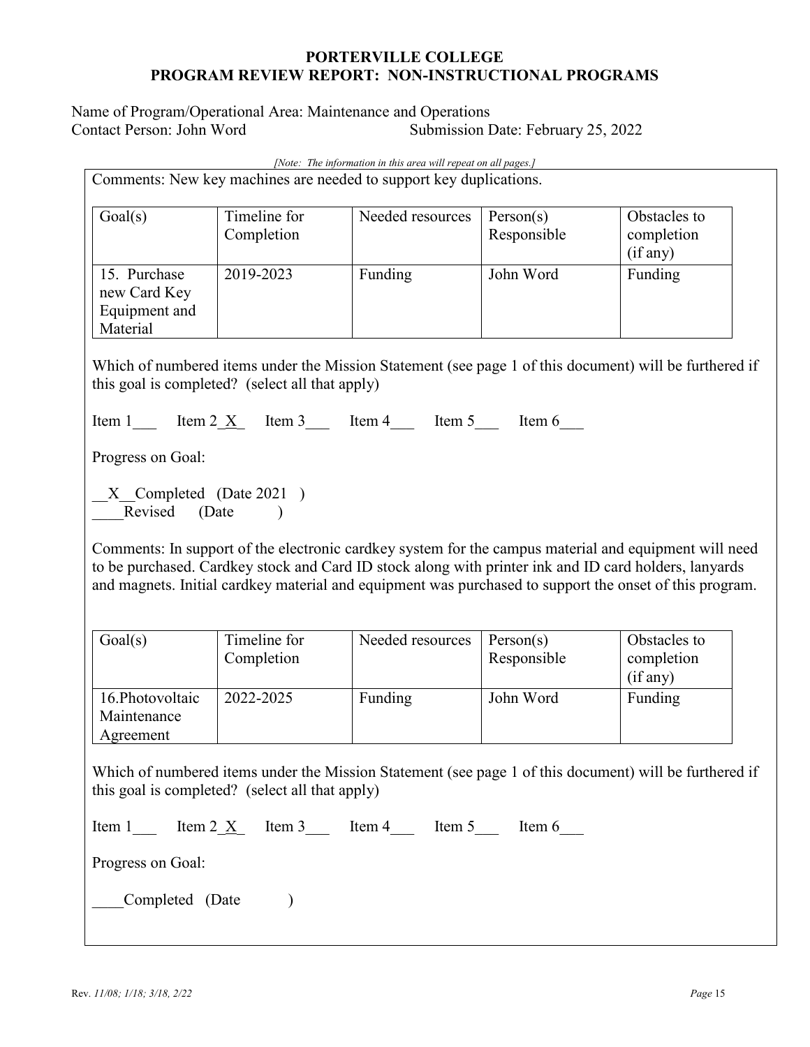**PORTERVILLE COLLEGE**
**PROGRAM REVIEW REPORT: NON-INSTRUCTIONAL PROGRAMS**

Name of Program/Operational Area: Maintenance and Operations
Contact Person: John Word  Submission Date: February 25, 2022

*[Note: The information in this area will repeat on all pages.]*

Comments: New key machines are needed to support key duplications.

| Goal(s) | Timeline for Completion | Needed resources | Person(s) Responsible | Obstacles to completion (if any) |
|---|---|---|---|---|
| 15. Purchase new Card Key Equipment and Material | 2019-2023 | Funding | John Word | Funding |

Which of numbered items under the Mission Statement (see page 1 of this document) will be furthered if this goal is completed? (select all that apply)

Item 1___ Item 2_X_ Item 3___ Item 4___ Item 5___ Item 6___

Progress on Goal:

__X__Completed (Date 2021 )
____Revised (Date )

Comments: In support of the electronic cardkey system for the campus material and equipment will need to be purchased. Cardkey stock and Card ID stock along with printer ink and ID card holders, lanyards and magnets. Initial cardkey material and equipment was purchased to support the onset of this program.

| Goal(s) | Timeline for Completion | Needed resources | Person(s) Responsible | Obstacles to completion (if any) |
|---|---|---|---|---|
| 16.Photovoltaic Maintenance Agreement | 2022-2025 | Funding | John Word | Funding |

Which of numbered items under the Mission Statement (see page 1 of this document) will be furthered if this goal is completed? (select all that apply)

Item 1___ Item 2_X_ Item 3___ Item 4___ Item 5___ Item 6___

Progress on Goal:

____Completed (Date )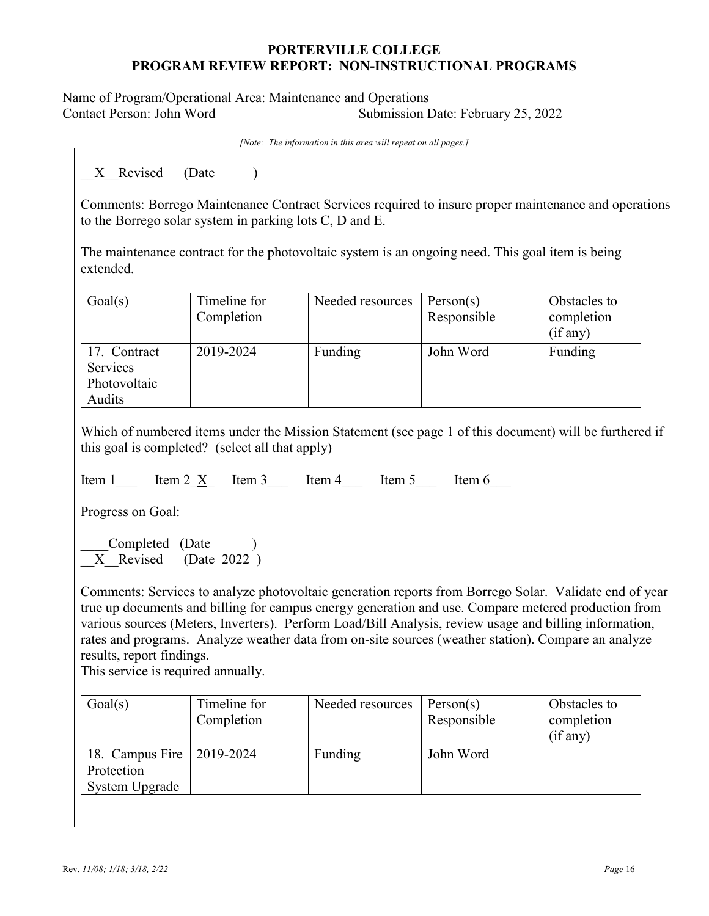**PORTERVILLE COLLEGE**
**PROGRAM REVIEW REPORT: NON-INSTRUCTIONAL PROGRAMS**

Name of Program/Operational Area: Maintenance and Operations
Contact Person: John Word Submission Date: February 25, 2022

*[Note: The information in this area will repeat on all pages.]*

__X__Revised (Date )

Comments: Borrego Maintenance Contract Services required to insure proper maintenance and operations to the Borrego solar system in parking lots C, D and E.

The maintenance contract for the photovoltaic system is an ongoing need. This goal item is being extended.

| Goal(s) | Timeline for Completion | Needed resources | Person(s) Responsible | Obstacles to completion (if any) |
|---|---|---|---|---|
| 17. Contract Services Photovoltaic Audits | 2019-2024 | Funding | John Word | Funding |

Which of numbered items under the Mission Statement (see page 1 of this document) will be furthered if this goal is completed? (select all that apply)

Item 1___ Item 2_X_ Item 3___ Item 4___ Item 5___ Item 6___

Progress on Goal:

____Completed (Date )
__X__Revised (Date 2022 )

Comments: Services to analyze photovoltaic generation reports from Borrego Solar. Validate end of year true up documents and billing for campus energy generation and use. Compare metered production from various sources (Meters, Inverters). Perform Load/Bill Analysis, review usage and billing information, rates and programs. Analyze weather data from on-site sources (weather station). Compare an analyze results, report findings.
This service is required annually.

| Goal(s) | Timeline for Completion | Needed resources | Person(s) Responsible | Obstacles to completion (if any) |
|---|---|---|---|---|
| 18. Campus Fire Protection System Upgrade | 2019-2024 | Funding | John Word | |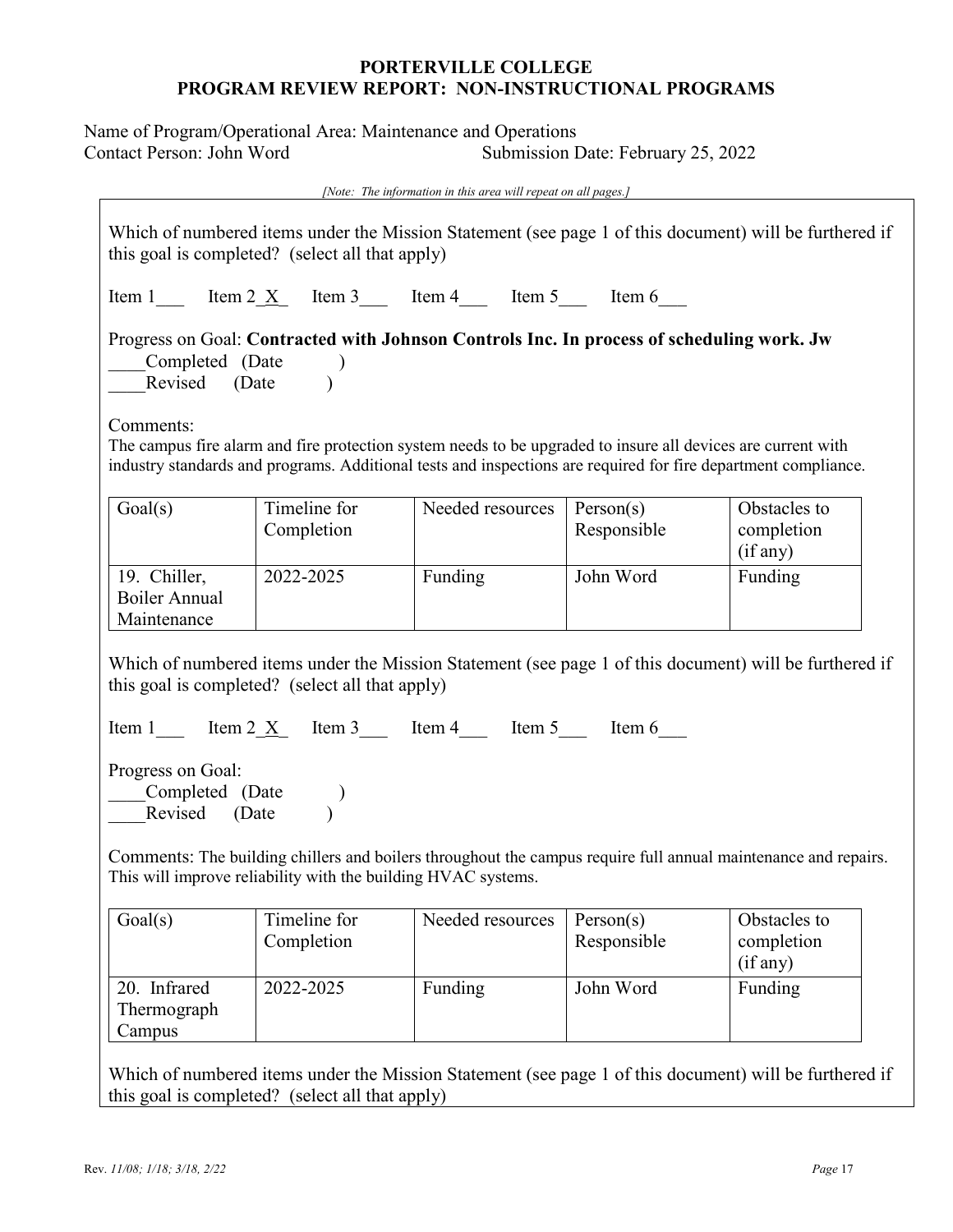**PORTERVILLE COLLEGE**
**PROGRAM REVIEW REPORT: NON-INSTRUCTIONAL PROGRAMS**

Name of Program/Operational Area: Maintenance and Operations
Contact Person: John Word Submission Date: February 25, 2022

*[Note: The information in this area will repeat on all pages.]*

Which of numbered items under the Mission Statement (see page 1 of this document) will be furthered if this goal is completed? (select all that apply)

Item 1___ Item 2_X_ Item 3___ Item 4___ Item 5___ Item 6___

Progress on Goal: **Contracted with Johnson Controls Inc. In process of scheduling work. Jw**
____Completed (Date )
____Revised (Date )

Comments:
The campus fire alarm and fire protection system needs to be upgraded to insure all devices are current with industry standards and programs. Additional tests and inspections are required for fire department compliance.

| Goal(s) | Timeline for Completion | Needed resources | Person(s) Responsible | Obstacles to completion (if any) |
|---|---|---|---|---|
| 19. Chiller, Boiler Annual Maintenance | 2022-2025 | Funding | John Word | Funding |

Which of numbered items under the Mission Statement (see page 1 of this document) will be furthered if this goal is completed? (select all that apply)

Item 1___ Item 2_X_ Item 3___ Item 4___ Item 5___ Item 6___

Progress on Goal:
____Completed (Date )
____Revised (Date )

Comments: The building chillers and boilers throughout the campus require full annual maintenance and repairs. This will improve reliability with the building HVAC systems.

| Goal(s) | Timeline for Completion | Needed resources | Person(s) Responsible | Obstacles to completion (if any) |
|---|---|---|---|---|
| 20. Infrared Thermograph Campus | 2022-2025 | Funding | John Word | Funding |

Which of numbered items under the Mission Statement (see page 1 of this document) will be furthered if this goal is completed? (select all that apply)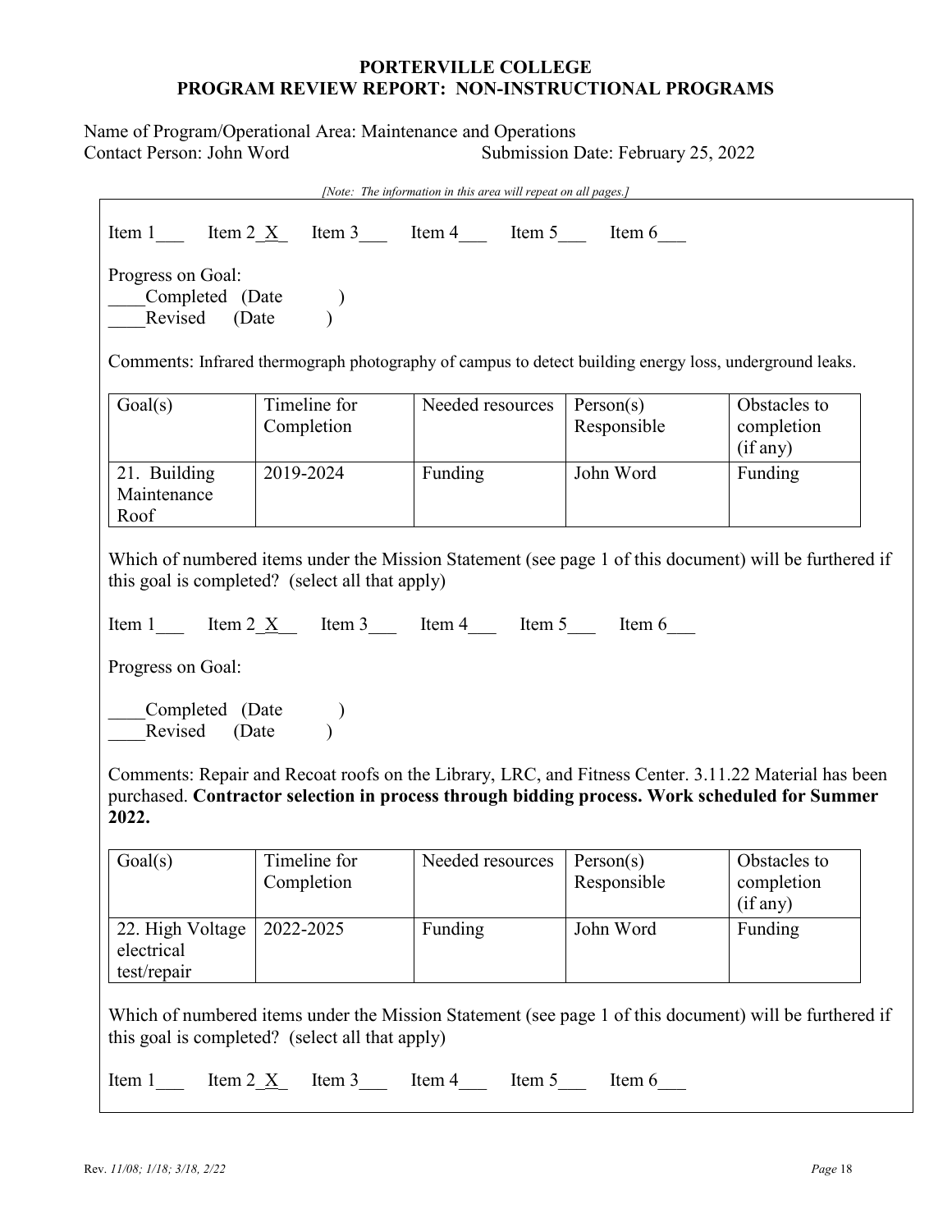**PORTERVILLE COLLEGE**
**PROGRAM REVIEW REPORT: NON-INSTRUCTIONAL PROGRAMS**

Name of Program/Operational Area: Maintenance and Operations
Contact Person: John Word                    Submission Date: February 25, 2022

*[Note: The information in this area will repeat on all pages.]*

Item 1___ Item 2_X_ Item 3___ Item 4___ Item 5___ Item 6___

Progress on Goal:
____Completed (Date )
____Revised (Date )

Comments: Infrared thermograph photography of campus to detect building energy loss, underground leaks.

| Goal(s) | Timeline for Completion | Needed resources | Person(s) Responsible | Obstacles to completion (if any) |
|---|---|---|---|---|
| 21. Building Maintenance Roof | 2019-2024 | Funding | John Word | Funding |

Which of numbered items under the Mission Statement (see page 1 of this document) will be furthered if this goal is completed? (select all that apply)

Item 1___ Item 2_X__ Item 3___ Item 4___ Item 5___ Item 6___

Progress on Goal:

____Completed (Date )
____Revised (Date )

Comments: Repair and Recoat roofs on the Library, LRC, and Fitness Center. 3.11.22 Material has been purchased. **Contractor selection in process through bidding process. Work scheduled for Summer 2022.**

| Goal(s) | Timeline for Completion | Needed resources | Person(s) Responsible | Obstacles to completion (if any) |
|---|---|---|---|---|
| 22. High Voltage electrical test/repair | 2022-2025 | Funding | John Word | Funding |

Which of numbered items under the Mission Statement (see page 1 of this document) will be furthered if this goal is completed? (select all that apply)

Item 1___ Item 2_X_ Item 3___ Item 4___ Item 5___ Item 6___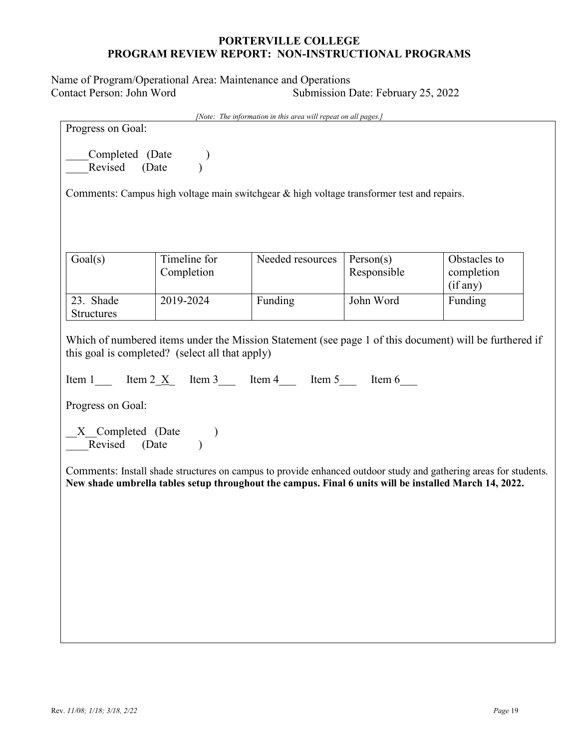# PORTERVILLE COLLEGE
# PROGRAM REVIEW REPORT: NON-INSTRUCTIONAL PROGRAMS

Name of Program/Operational Area: Maintenance and Operations
Contact Person: John Word Submission Date: February 25, 2022

*[Note: The information in this area will repeat on all pages.]*

Progress on Goal:

____Completed (Date )
____Revised (Date )

Comments: Campus high voltage main switchgear & high voltage transformer test and repairs.

| Goal(s) | Timeline for Completion | Needed resources | Person(s) Responsible | Obstacles to completion (if any) |
|---|---|---|---|---|
| 23. Shade Structures | 2019-2024 | Funding | John Word | Funding |

Which of numbered items under the Mission Statement (see page 1 of this document) will be furthered if this goal is completed? (select all that apply)

Item 1___ Item 2_X_ Item 3___ Item 4___ Item 5___ Item 6___

Progress on Goal:

__X__Completed (Date )
____Revised (Date )

Comments: Install shade structures on campus to provide enhanced outdoor study and gathering areas for students. **New shade umbrella tables setup throughout the campus. Final 6 units will be installed March 14, 2022.**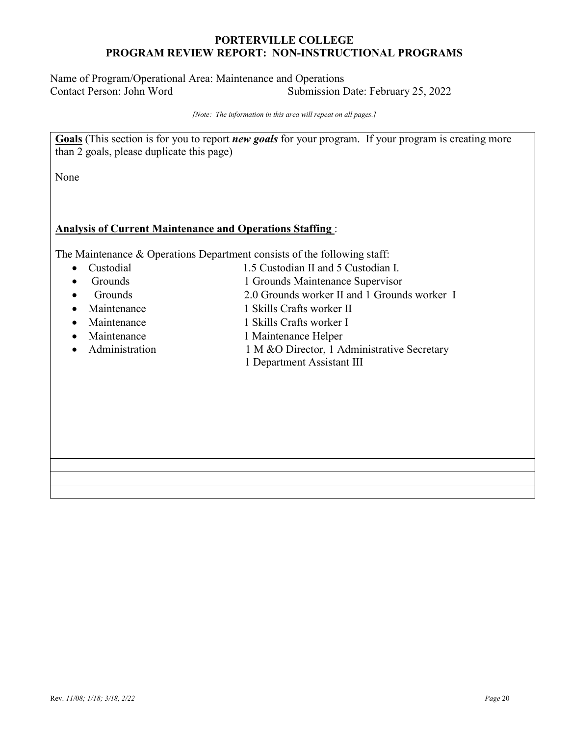**PORTERVILLE COLLEGE**
**PROGRAM REVIEW REPORT: NON-INSTRUCTIONAL PROGRAMS**

Name of Program/Operational Area: Maintenance and Operations
Contact Person: John Word Submission Date: February 25, 2022

*[Note: The information in this area will repeat on all pages.]*

**Goals** (This section is for you to report ***new goals*** for your program. If your program is creating more than 2 goals, please duplicate this page)

None

**Analysis of Current Maintenance and Operations Staffing** :

The Maintenance & Operations Department consists of the following staff:

- Custodial 1.5 Custodian II and 5 Custodian I.
- Grounds 1 Grounds Maintenance Supervisor
- Grounds 2.0 Grounds worker II and 1 Grounds worker I
- Maintenance 1 Skills Crafts worker II
- Maintenance 1 Skills Crafts worker I
- Maintenance 1 Maintenance Helper
- Administration 1 M &O Director, 1 Administrative Secretary
  1 Department Assistant III

Rev. *11/08; 1/18; 3/18, 2/22*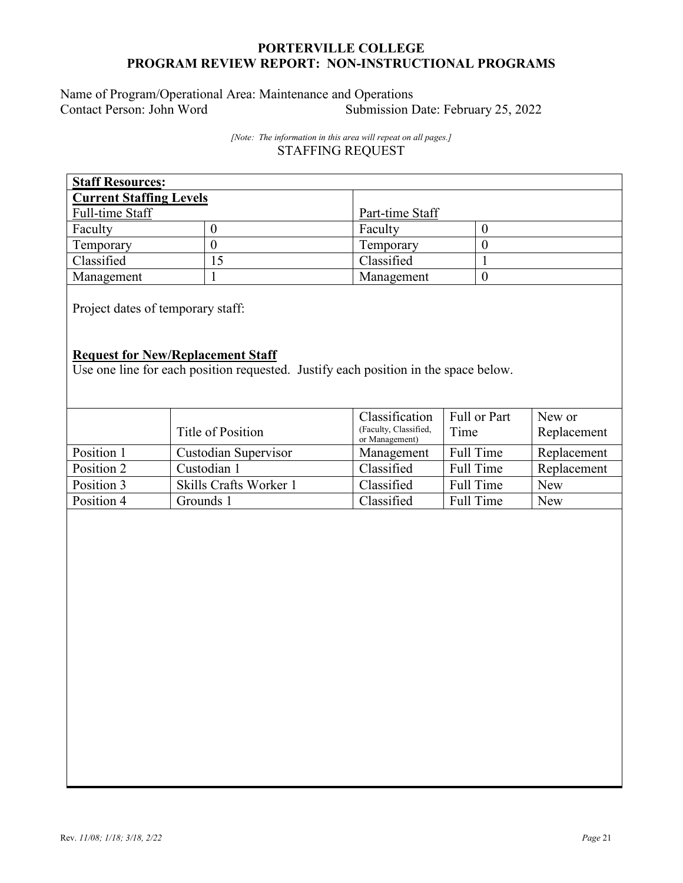# PORTERVILLE COLLEGE
## PROGRAM REVIEW REPORT: NON-INSTRUCTIONAL PROGRAMS

Name of Program/Operational Area: Maintenance and Operations
Contact Person: John Word Submission Date: February 25, 2022

*[Note: The information in this area will repeat on all pages.]*

STAFFING REQUEST

**Staff Resources:**

**Current Staffing Levels**

| Full-time Staff | | Part-time Staff | |
|---|---|---|---|
| Faculty | 0 | Faculty | 0 |
| Temporary | 0 | Temporary | 0 |
| Classified | 15 | Classified | 1 |
| Management | 1 | Management | 0 |

Project dates of temporary staff:

**Request for New/Replacement Staff**

Use one line for each position requested. Justify each position in the space below.

| | Title of Position | Classification (Faculty, Classified, or Management) | Full or Part Time | New or Replacement |
|---|---|---|---|---|
| Position 1 | Custodian Supervisor | Management | Full Time | Replacement |
| Position 2 | Custodian 1 | Classified | Full Time | Replacement |
| Position 3 | Skills Crafts Worker 1 | Classified | Full Time | New |
| Position 4 | Grounds 1 | Classified | Full Time | New |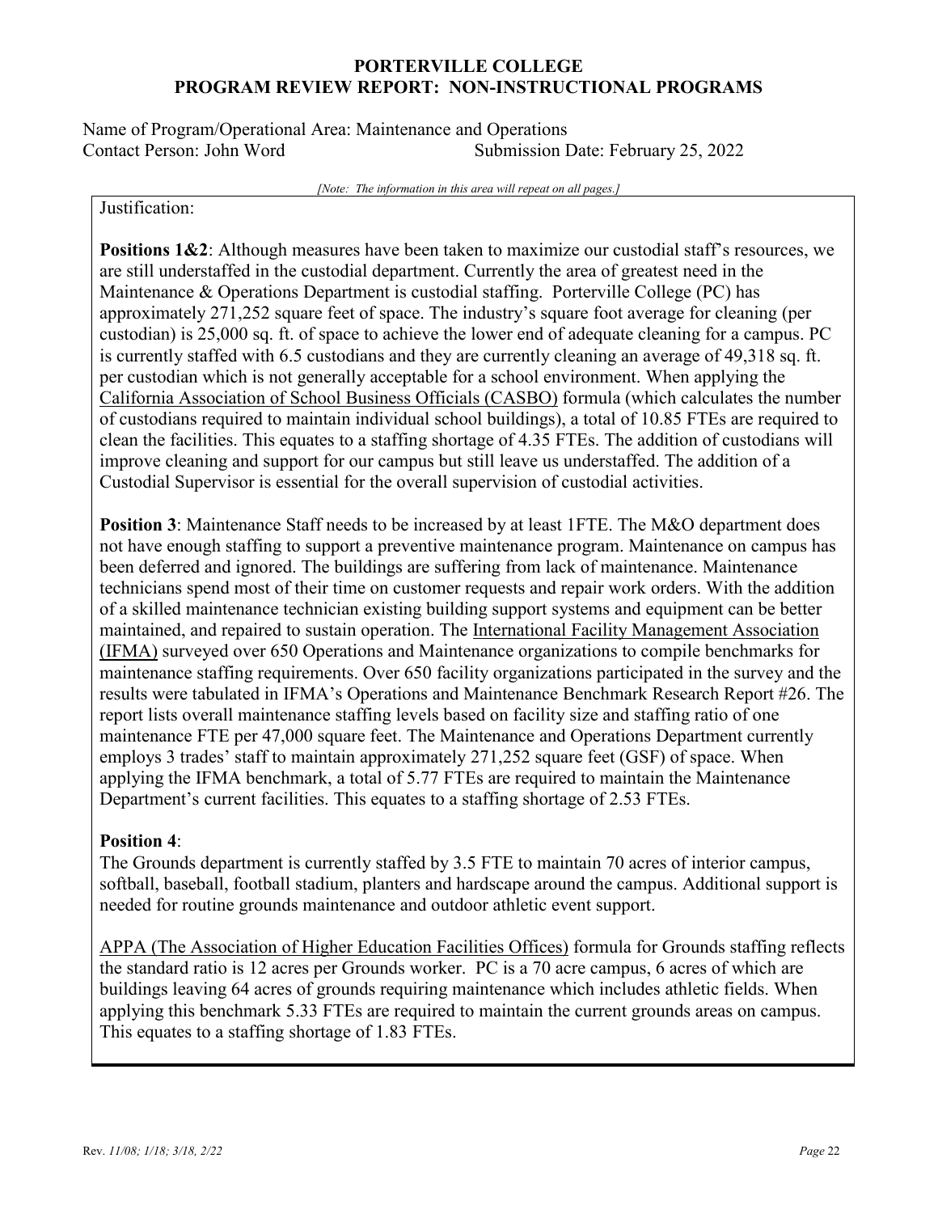Justification:

**Positions 1&2**: Although measures have been taken to maximize our custodial staff's resources, we are still understaffed in the custodial department. Currently the area of greatest need in the Maintenance & Operations Department is custodial staffing. Porterville College (PC) has approximately 271,252 square feet of space. The industry's square foot average for cleaning (per custodian) is 25,000 sq. ft. of space to achieve the lower end of adequate cleaning for a campus. PC is currently staffed with 6.5 custodians and they are currently cleaning an average of 49,318 sq. ft. per custodian which is not generally acceptable for a school environment. When applying the California Association of School Business Officials (CASBO) formula (which calculates the number of custodians required to maintain individual school buildings), a total of 10.85 FTEs are required to clean the facilities. This equates to a staffing shortage of 4.35 FTEs. The addition of custodians will improve cleaning and support for our campus but still leave us understaffed. The addition of a Custodial Supervisor is essential for the overall supervision of custodial activities.

**Position 3**: Maintenance Staff needs to be increased by at least 1FTE. The M&O department does not have enough staffing to support a preventive maintenance program. Maintenance on campus has been deferred and ignored. The buildings are suffering from lack of maintenance. Maintenance technicians spend most of their time on customer requests and repair work orders. With the addition of a skilled maintenance technician existing building support systems and equipment can be better maintained, and repaired to sustain operation. The International Facility Management Association (IFMA) surveyed over 650 Operations and Maintenance organizations to compile benchmarks for maintenance staffing requirements. Over 650 facility organizations participated in the survey and the results were tabulated in IFMA's Operations and Maintenance Benchmark Research Report #26. The report lists overall maintenance staffing levels based on facility size and staffing ratio of one maintenance FTE per 47,000 square feet. The Maintenance and Operations Department currently employs 3 trades' staff to maintain approximately 271,252 square feet (GSF) of space. When applying the IFMA benchmark, a total of 5.77 FTEs are required to maintain the Maintenance Department's current facilities. This equates to a staffing shortage of 2.53 FTEs.

**Position 4**:

The Grounds department is currently staffed by 3.5 FTE to maintain 70 acres of interior campus, softball, baseball, football stadium, planters and hardscape around the campus. Additional support is needed for routine grounds maintenance and outdoor athletic event support.

APPA (The Association of Higher Education Facilities Offices) formula for Grounds staffing reflects the standard ratio is 12 acres per Grounds worker. PC is a 70 acre campus, 6 acres of which are buildings leaving 64 acres of grounds requiring maintenance which includes athletic fields. When applying this benchmark 5.33 FTEs are required to maintain the current grounds areas on campus. This equates to a staffing shortage of 1.83 FTEs.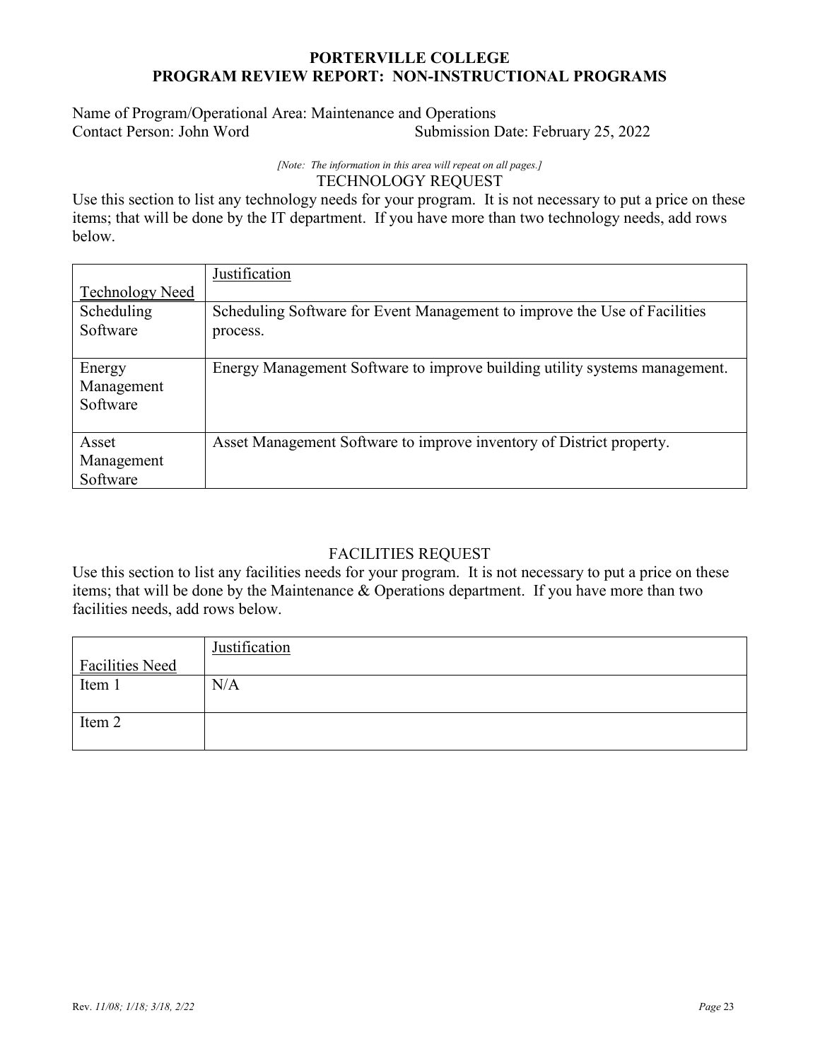**PORTERVILLE COLLEGE**
**PROGRAM REVIEW REPORT: NON-INSTRUCTIONAL PROGRAMS**

Name of Program/Operational Area: Maintenance and Operations
Contact Person: John Word Submission Date: February 25, 2022

*[Note: The information in this area will repeat on all pages.]*

TECHNOLOGY REQUEST

Use this section to list any technology needs for your program. It is not necessary to put a price on these items; that will be done by the IT department. If you have more than two technology needs, add rows below.

| Technology Need | Justification |
|---|---|
| Scheduling Software | Scheduling Software for Event Management to improve the Use of Facilities process. |
| Energy Management Software | Energy Management Software to improve building utility systems management. |
| Asset Management Software | Asset Management Software to improve inventory of District property. |

FACILITIES REQUEST

Use this section to list any facilities needs for your program. It is not necessary to put a price on these items; that will be done by the Maintenance & Operations department. If you have more than two facilities needs, add rows below.

| Facilities Need | Justification |
|---|---|
| Item 1 | N/A |
| Item 2 | |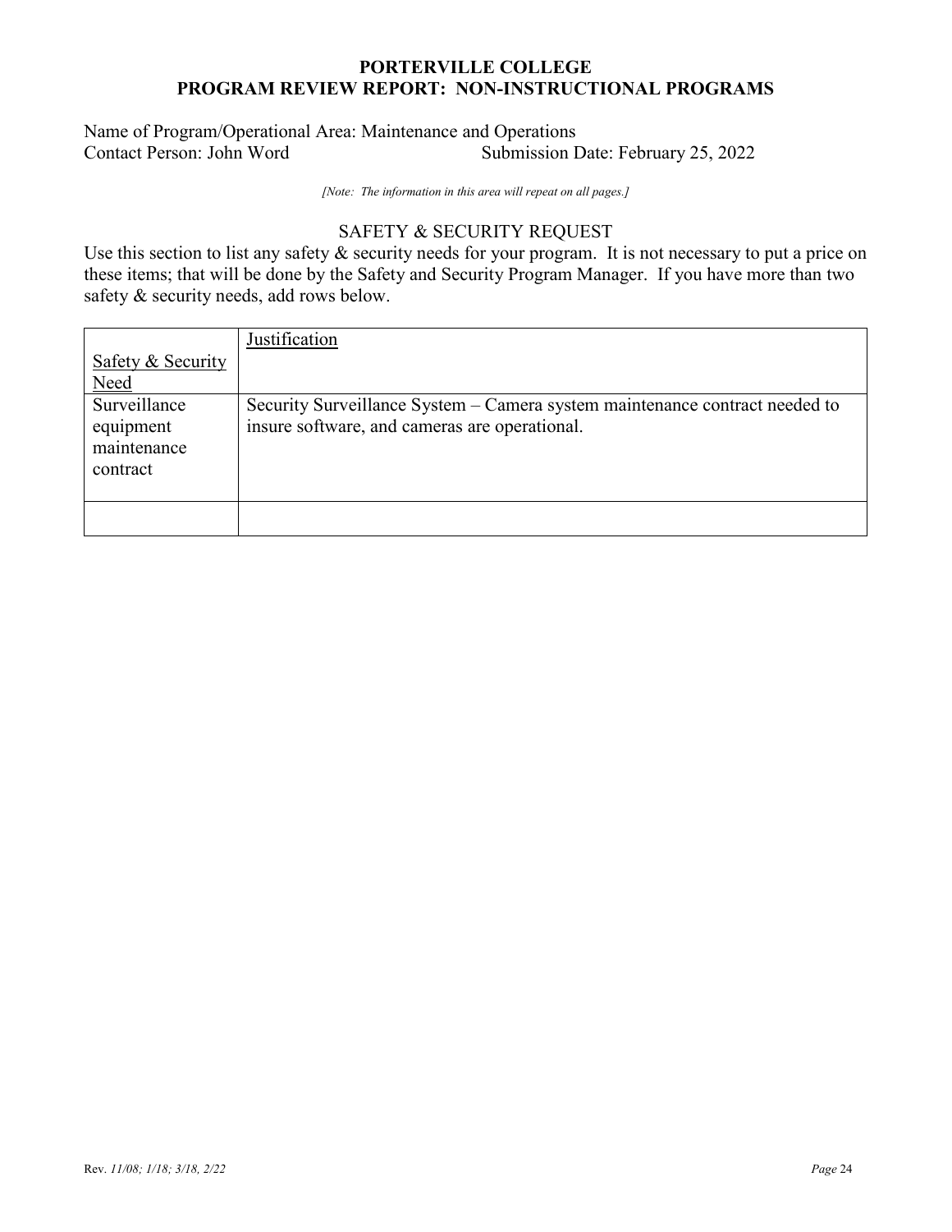Name of Program/Operational Area: Maintenance and Operations
Contact Person: John Word Submission Date: February 25, 2022

*[Note: The information in this area will repeat on all pages.]*

## SAFETY & SECURITY REQUEST

Use this section to list any safety & security needs for your program. It is not necessary to put a price on these items; that will be done by the Safety and Security Program Manager. If you have more than two safety & security needs, add rows below.

| Safety & Security Need | Justification |
|---|---|
| Surveillance equipment maintenance contract | Security Surveillance System – Camera system maintenance contract needed to insure software, and cameras are operational. |
| | |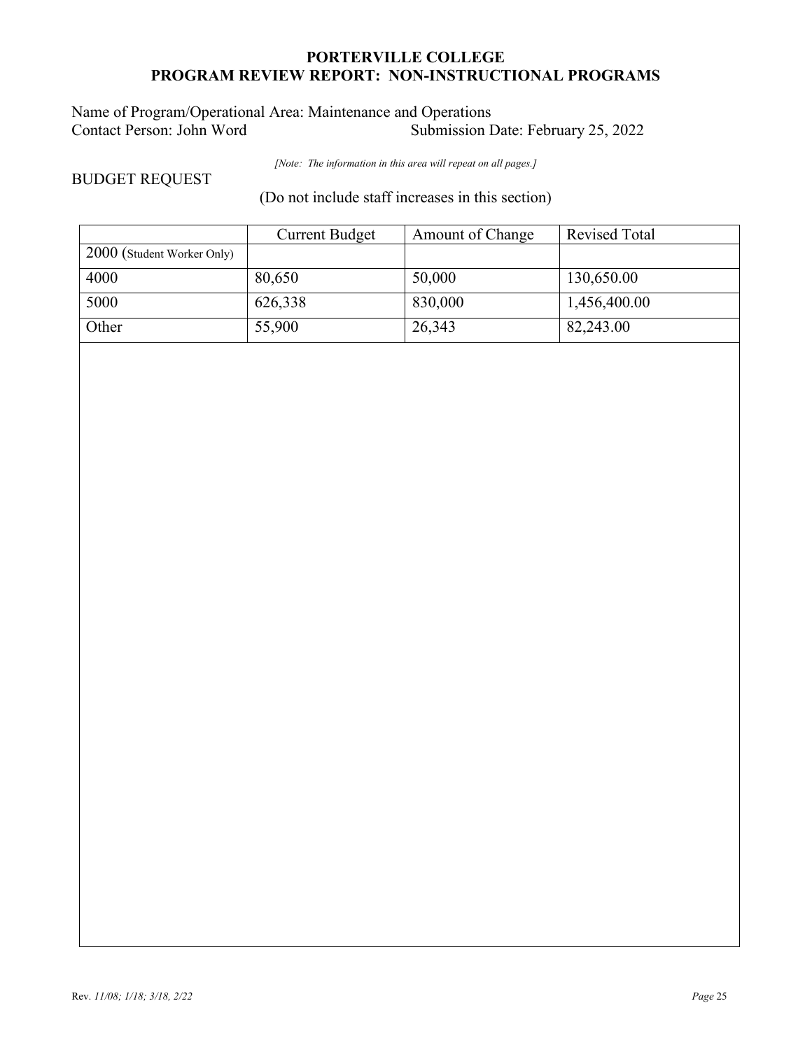**PORTERVILLE COLLEGE**
**PROGRAM REVIEW REPORT: NON-INSTRUCTIONAL PROGRAMS**

Name of Program/Operational Area: Maintenance and Operations
Contact Person: John Word Submission Date: February 25, 2022

*[Note: The information in this area will repeat on all pages.]*

BUDGET REQUEST

(Do not include staff increases in this section)

| | Current Budget | Amount of Change | Revised Total |
|---|---|---|---|
| 2000 (Student Worker Only) | | | |
| 4000 | 80,650 | 50,000 | 130,650.00 |
| 5000 | 626,338 | 830,000 | 1,456,400.00 |
| Other | 55,900 | 26,343 | 82,243.00 |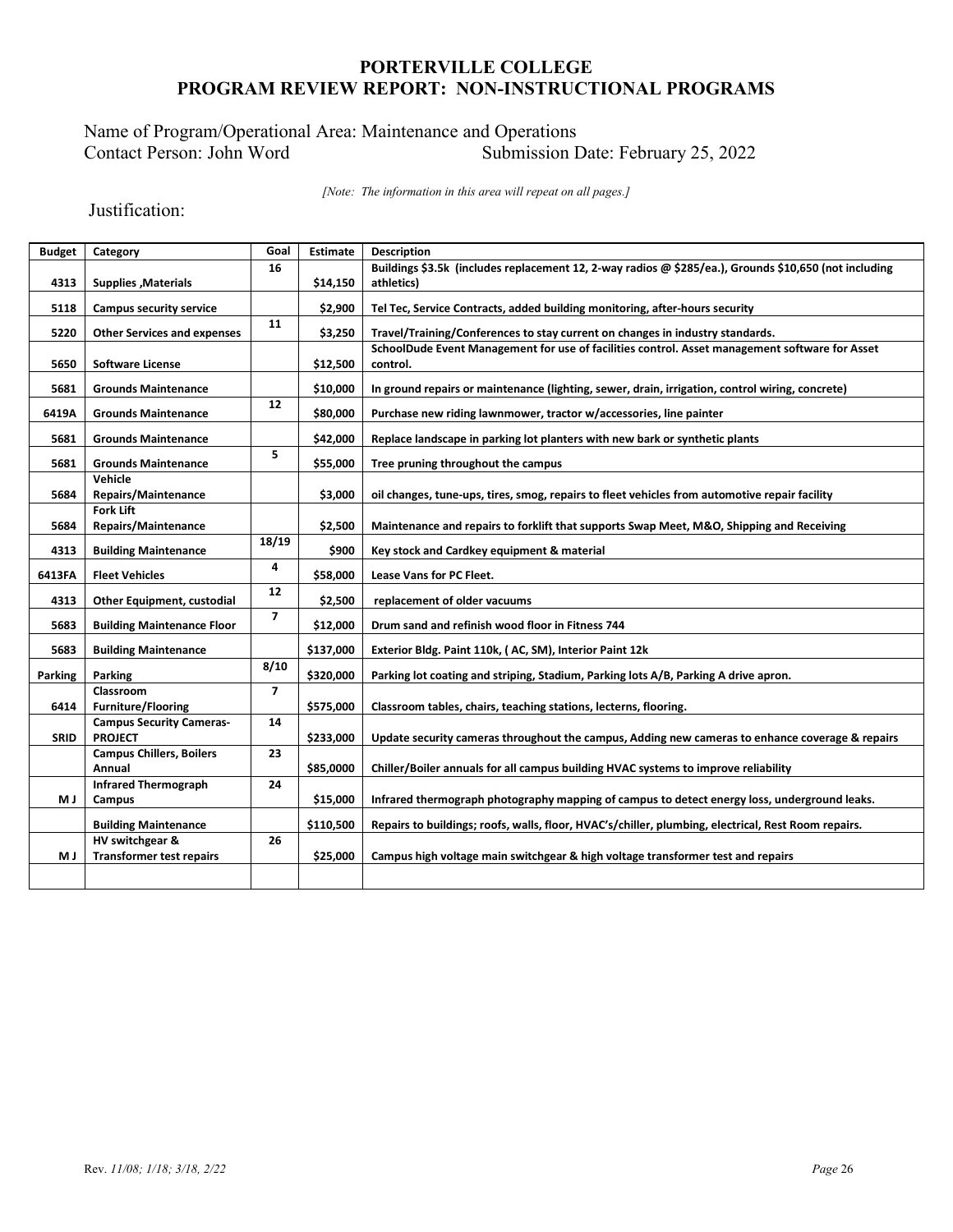# PORTERVILLE COLLEGE
# PROGRAM REVIEW REPORT: NON-INSTRUCTIONAL PROGRAMS

Name of Program/Operational Area: Maintenance and Operations
Contact Person: John Word    Submission Date: February 25, 2022

*[Note: The information in this area will repeat on all pages.]*

Justification:

| Budget | Category | Goal | Estimate | Description |
|---|---|---|---|---|
| 4313 | Supplies ,Materials | 16 | $14,150 | Buildings $3.5k (includes replacement 12, 2-way radios @ $285/ea.), Grounds $10,650 (not including athletics) |
| 5118 | Campus security service | | $2,900 | Tel Tec, Service Contracts, added building monitoring, after-hours security |
| 5220 | Other Services and expenses | 11 | $3,250 | Travel/Training/Conferences to stay current on changes in industry standards. |
| 5650 | Software License | | $12,500 | SchoolDude Event Management for use of facilities control. Asset management software for Asset control. |
| 5681 | Grounds Maintenance | | $10,000 | In ground repairs or maintenance (lighting, sewer, drain, irrigation, control wiring, concrete) |
| 6419A | Grounds Maintenance | 12 | $80,000 | Purchase new riding lawnmower, tractor w/accessories, line painter |
| 5681 | Grounds Maintenance | | $42,000 | Replace landscape in parking lot planters with new bark or synthetic plants |
| 5681 | Grounds Maintenance | 5 | $55,000 | Tree pruning throughout the campus |
| 5684 | Vehicle Repairs/Maintenance | | $3,000 | oil changes, tune-ups, tires, smog, repairs to fleet vehicles from automotive repair facility |
| 5684 | Fork Lift Repairs/Maintenance | | $2,500 | Maintenance and repairs to forklift that supports Swap Meet, M&O, Shipping and Receiving |
| 4313 | Building Maintenance | 18/19 | $900 | Key stock and Cardkey equipment & material |
| 6413FA | Fleet Vehicles | 4 | $58,000 | Lease Vans for PC Fleet. |
| 4313 | Other Equipment, custodial | 12 | $2,500 | replacement of older vacuums |
| 5683 | Building Maintenance Floor | 7 | $12,000 | Drum sand and refinish wood floor in Fitness 744 |
| 5683 | Building Maintenance | | $137,000 | Exterior Bldg. Paint 110k, ( AC, SM), Interior Paint 12k |
| Parking | Parking | 8/10 | $320,000 | Parking lot coating and striping, Stadium, Parking lots A/B, Parking A drive apron. |
| 6414 | Classroom Furniture/Flooring | 7 | $575,000 | Classroom tables, chairs, teaching stations, lecterns, flooring. |
| SRID | Campus Security Cameras-PROJECT | 14 | $233,000 | Update security cameras throughout the campus, Adding new cameras to enhance coverage & repairs |
| | Campus Chillers, Boilers Annual | 23 | $85,0000 | Chiller/Boiler annuals for all campus building HVAC systems to improve reliability |
| M J | Infrared Thermograph Campus | 24 | $15,000 | Infrared thermograph photography mapping of campus to detect energy loss, underground leaks. |
| | Building Maintenance | | $110,500 | Repairs to buildings; roofs, walls, floor, HVAC's/chiller, plumbing, electrical, Rest Room repairs. |
| M J | HV switchgear & Transformer test repairs | 26 | $25,000 | Campus high voltage main switchgear & high voltage transformer test and repairs |
| | | | | |

Rev. *11/08; 1/18; 3/18, 2/22*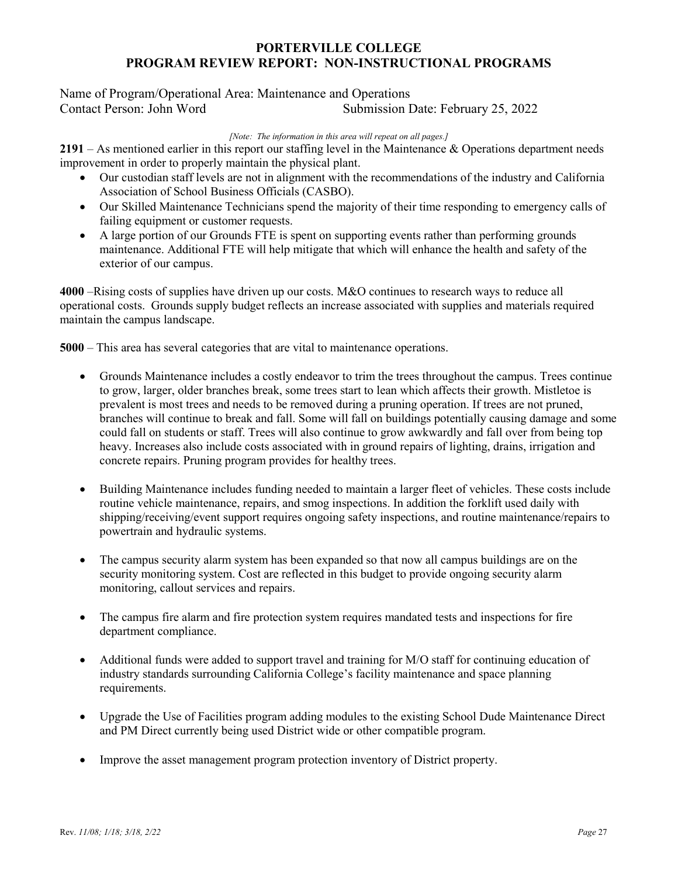# PORTERVILLE COLLEGE
# PROGRAM REVIEW REPORT: NON-INSTRUCTIONAL PROGRAMS

Name of Program/Operational Area: Maintenance and Operations
Contact Person: John Word Submission Date: February 25, 2022

*[Note: The information in this area will repeat on all pages.]*

**2191** – As mentioned earlier in this report our staffing level in the Maintenance & Operations department needs improvement in order to properly maintain the physical plant.

- Our custodian staff levels are not in alignment with the recommendations of the industry and California Association of School Business Officials (CASBO).
- Our Skilled Maintenance Technicians spend the majority of their time responding to emergency calls of failing equipment or customer requests.
- A large portion of our Grounds FTE is spent on supporting events rather than performing grounds maintenance. Additional FTE will help mitigate that which will enhance the health and safety of the exterior of our campus.

**4000** –Rising costs of supplies have driven up our costs. M&O continues to research ways to reduce all operational costs. Grounds supply budget reflects an increase associated with supplies and materials required maintain the campus landscape.

**5000** – This area has several categories that are vital to maintenance operations.

- Grounds Maintenance includes a costly endeavor to trim the trees throughout the campus. Trees continue to grow, larger, older branches break, some trees start to lean which affects their growth. Mistletoe is prevalent is most trees and needs to be removed during a pruning operation. If trees are not pruned, branches will continue to break and fall. Some will fall on buildings potentially causing damage and some could fall on students or staff. Trees will also continue to grow awkwardly and fall over from being top heavy. Increases also include costs associated with in ground repairs of lighting, drains, irrigation and concrete repairs. Pruning program provides for healthy trees.

- Building Maintenance includes funding needed to maintain a larger fleet of vehicles. These costs include routine vehicle maintenance, repairs, and smog inspections. In addition the forklift used daily with shipping/receiving/event support requires ongoing safety inspections, and routine maintenance/repairs to powertrain and hydraulic systems.

- The campus security alarm system has been expanded so that now all campus buildings are on the security monitoring system. Cost are reflected in this budget to provide ongoing security alarm monitoring, callout services and repairs.

- The campus fire alarm and fire protection system requires mandated tests and inspections for fire department compliance.

- Additional funds were added to support travel and training for M/O staff for continuing education of industry standards surrounding California College's facility maintenance and space planning requirements.

- Upgrade the Use of Facilities program adding modules to the existing School Dude Maintenance Direct and PM Direct currently being used District wide or other compatible program.

- Improve the asset management program protection inventory of District property.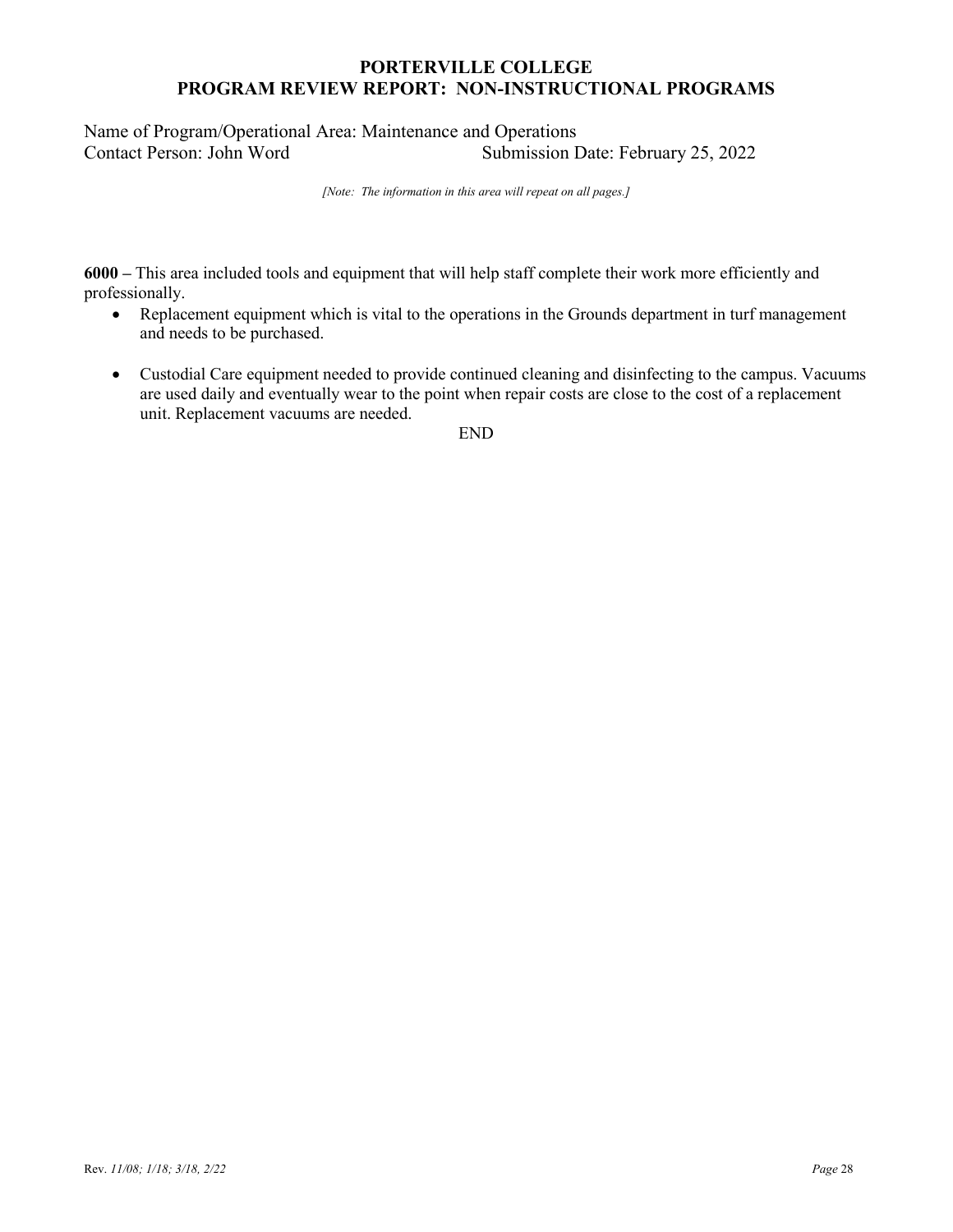**6000 –** This area included tools and equipment that will help staff complete their work more efficiently and professionally.

- Replacement equipment which is vital to the operations in the Grounds department in turf management and needs to be purchased.

- Custodial Care equipment needed to provide continued cleaning and disinfecting to the campus. Vacuums are used daily and eventually wear to the point when repair costs are close to the cost of a replacement unit. Replacement vacuums are needed.

END